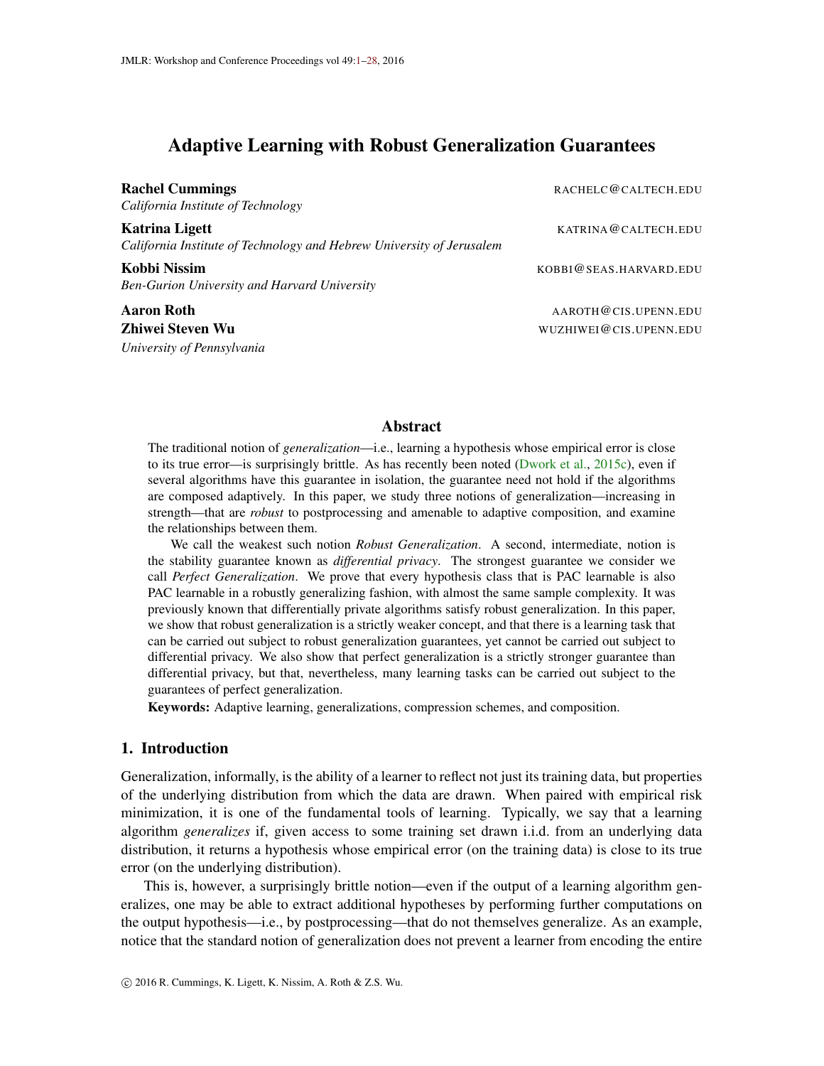# Adaptive Learning with Robust Generalization Guarantees

**Rachel Cummings** RACHELC@CALTECH.EDU
*California Institute of Technology*

**Katrina Ligett** KATRINA@CALTECH.EDU
*California Institute of Technology and Hebrew University of Jerusalem*

**Kobbi Nissim** KOBBI@SEAS.HARVARD.EDU
*Ben-Gurion University and Harvard University*

**Aaron Roth** AAROTH@CIS.UPENN.EDU
**Zhiwei Steven Wu** WUZHIWEI@CIS.UPENN.EDU
*University of Pennsylvania*

## Abstract

The traditional notion of *generalization*—i.e., learning a hypothesis whose empirical error is close to its true error—is surprisingly brittle. As has recently been noted (Dwork et al., 2015c), even if several algorithms have this guarantee in isolation, the guarantee need not hold if the algorithms are composed adaptively. In this paper, we study three notions of generalization—increasing in strength—that are *robust* to postprocessing and amenable to adaptive composition, and examine the relationships between them.

We call the weakest such notion *Robust Generalization*. A second, intermediate, notion is the stability guarantee known as *differential privacy*. The strongest guarantee we consider we call *Perfect Generalization*. We prove that every hypothesis class that is PAC learnable is also PAC learnable in a robustly generalizing fashion, with almost the same sample complexity. It was previously known that differentially private algorithms satisfy robust generalization. In this paper, we show that robust generalization is a strictly weaker concept, and that there is a learning task that can be carried out subject to robust generalization guarantees, yet cannot be carried out subject to differential privacy. We also show that perfect generalization is a strictly stronger guarantee than differential privacy, but that, nevertheless, many learning tasks can be carried out subject to the guarantees of perfect generalization.

**Keywords:** Adaptive learning, generalizations, compression schemes, and composition.

## 1. Introduction

Generalization, informally, is the ability of a learner to reflect not just its training data, but properties of the underlying distribution from which the data are drawn. When paired with empirical risk minimization, it is one of the fundamental tools of learning. Typically, we say that a learning algorithm *generalizes* if, given access to some training set drawn i.i.d. from an underlying data distribution, it returns a hypothesis whose empirical error (on the training data) is close to its true error (on the underlying distribution).

This is, however, a surprisingly brittle notion—even if the output of a learning algorithm generalizes, one may be able to extract additional hypotheses by performing further computations on the output hypothesis—i.e., by postprocessing—that do not themselves generalize. As an example, notice that the standard notion of generalization does not prevent a learner from encoding the entire

© 2016 R. Cummings, K. Ligett, K. Nissim, A. Roth & Z.S. Wu.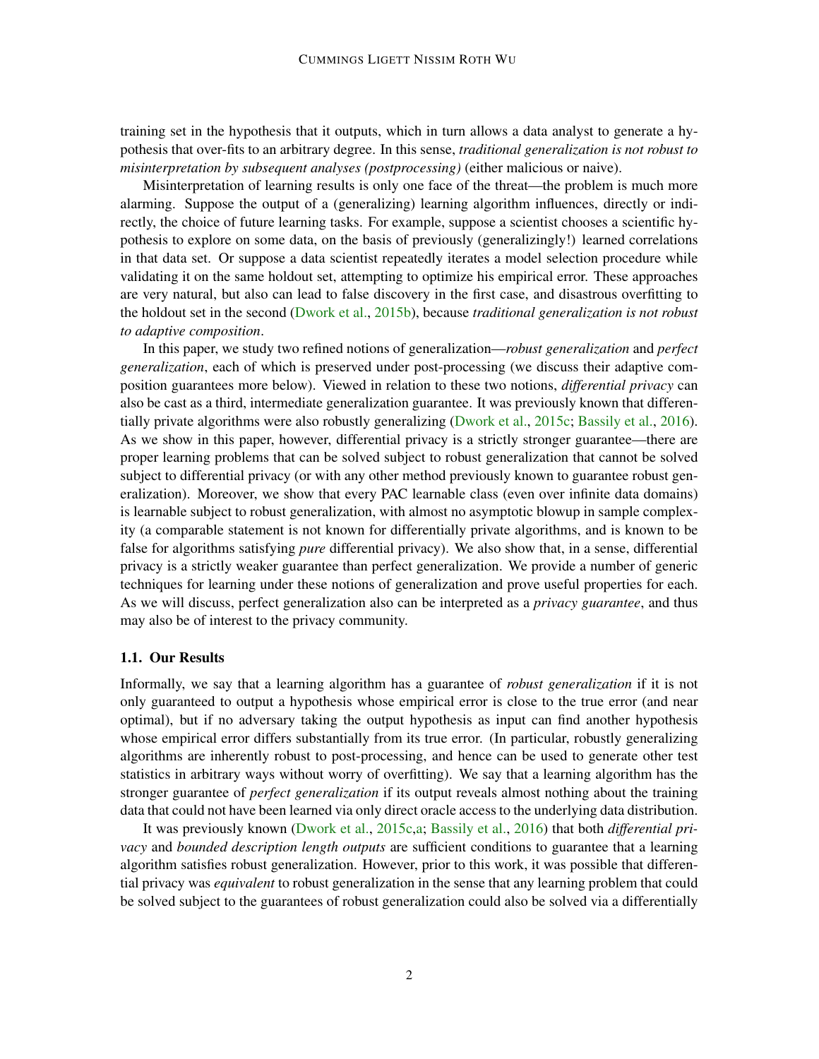training set in the hypothesis that it outputs, which in turn allows a data analyst to generate a hypothesis that over-fits to an arbitrary degree. In this sense, *traditional generalization is not robust to misinterpretation by subsequent analyses (postprocessing)* (either malicious or naive).

Misinterpretation of learning results is only one face of the threat—the problem is much more alarming. Suppose the output of a (generalizing) learning algorithm influences, directly or indirectly, the choice of future learning tasks. For example, suppose a scientist chooses a scientific hypothesis to explore on some data, on the basis of previously (generalizingly!) learned correlations in that data set. Or suppose a data scientist repeatedly iterates a model selection procedure while validating it on the same holdout set, attempting to optimize his empirical error. These approaches are very natural, but also can lead to false discovery in the first case, and disastrous overfitting to the holdout set in the second (Dwork et al., 2015b), because *traditional generalization is not robust to adaptive composition*.

In this paper, we study two refined notions of generalization—*robust generalization* and *perfect generalization*, each of which is preserved under post-processing (we discuss their adaptive composition guarantees more below). Viewed in relation to these two notions, *differential privacy* can also be cast as a third, intermediate generalization guarantee. It was previously known that differentially private algorithms were also robustly generalizing (Dwork et al., 2015c; Bassily et al., 2016). As we show in this paper, however, differential privacy is a strictly stronger guarantee—there are proper learning problems that can be solved subject to robust generalization that cannot be solved subject to differential privacy (or with any other method previously known to guarantee robust generalization). Moreover, we show that every PAC learnable class (even over infinite data domains) is learnable subject to robust generalization, with almost no asymptotic blowup in sample complexity (a comparable statement is not known for differentially private algorithms, and is known to be false for algorithms satisfying *pure* differential privacy). We also show that, in a sense, differential privacy is a strictly weaker guarantee than perfect generalization. We provide a number of generic techniques for learning under these notions of generalization and prove useful properties for each. As we will discuss, perfect generalization also can be interpreted as a *privacy guarantee*, and thus may also be of interest to the privacy community.

### 1.1. Our Results

Informally, we say that a learning algorithm has a guarantee of *robust generalization* if it is not only guaranteed to output a hypothesis whose empirical error is close to the true error (and near optimal), but if no adversary taking the output hypothesis as input can find another hypothesis whose empirical error differs substantially from its true error. (In particular, robustly generalizing algorithms are inherently robust to post-processing, and hence can be used to generate other test statistics in arbitrary ways without worry of overfitting). We say that a learning algorithm has the stronger guarantee of *perfect generalization* if its output reveals almost nothing about the training data that could not have been learned via only direct oracle access to the underlying data distribution.

It was previously known (Dwork et al., 2015c,a; Bassily et al., 2016) that both *differential privacy* and *bounded description length outputs* are sufficient conditions to guarantee that a learning algorithm satisfies robust generalization. However, prior to this work, it was possible that differential privacy was *equivalent* to robust generalization in the sense that any learning problem that could be solved subject to the guarantees of robust generalization could also be solved via a differentially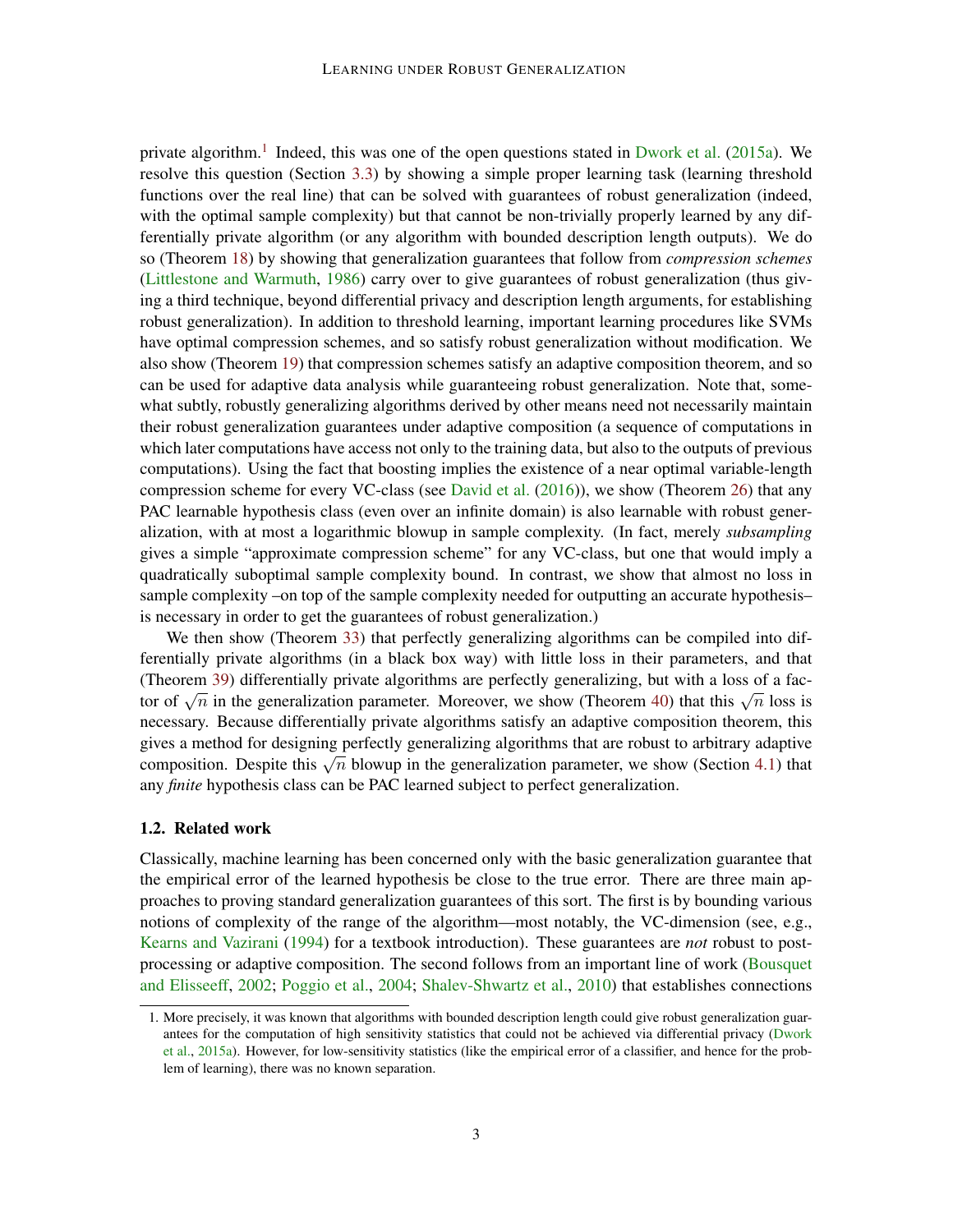private algorithm.[1] Indeed, this was one of the open questions stated in Dwork et al. (2015a). We resolve this question (Section 3.3) by showing a simple proper learning task (learning threshold functions over the real line) that can be solved with guarantees of robust generalization (indeed, with the optimal sample complexity) but that cannot be non-trivially properly learned by any differentially private algorithm (or any algorithm with bounded description length outputs). We do so (Theorem 18) by showing that generalization guarantees that follow from *compression schemes* (Littlestone and Warmuth, 1986) carry over to give guarantees of robust generalization (thus giving a third technique, beyond differential privacy and description length arguments, for establishing robust generalization). In addition to threshold learning, important learning procedures like SVMs have optimal compression schemes, and so satisfy robust generalization without modification. We also show (Theorem 19) that compression schemes satisfy an adaptive composition theorem, and so can be used for adaptive data analysis while guaranteeing robust generalization. Note that, somewhat subtly, robustly generalizing algorithms derived by other means need not necessarily maintain their robust generalization guarantees under adaptive composition (a sequence of computations in which later computations have access not only to the training data, but also to the outputs of previous computations). Using the fact that boosting implies the existence of a near optimal variable-length compression scheme for every VC-class (see David et al. (2016)), we show (Theorem 26) that any PAC learnable hypothesis class (even over an infinite domain) is also learnable with robust generalization, with at most a logarithmic blowup in sample complexity. (In fact, merely *subsampling* gives a simple "approximate compression scheme" for any VC-class, but one that would imply a quadratically suboptimal sample complexity bound. In contrast, we show that almost no loss in sample complexity –on top of the sample complexity needed for outputting an accurate hypothesis– is necessary in order to get the guarantees of robust generalization.)

We then show (Theorem 33) that perfectly generalizing algorithms can be compiled into differentially private algorithms (in a black box way) with little loss in their parameters, and that (Theorem 39) differentially private algorithms are perfectly generalizing, but with a loss of a factor of $\sqrt{n}$ in the generalization parameter. Moreover, we show (Theorem 40) that this $\sqrt{n}$ loss is necessary. Because differentially private algorithms satisfy an adaptive composition theorem, this gives a method for designing perfectly generalizing algorithms that are robust to arbitrary adaptive composition. Despite this $\sqrt{n}$ blowup in the generalization parameter, we show (Section 4.1) that any *finite* hypothesis class can be PAC learned subject to perfect generalization.

### 1.2. Related work

Classically, machine learning has been concerned only with the basic generalization guarantee that the empirical error of the learned hypothesis be close to the true error. There are three main approaches to proving standard generalization guarantees of this sort. The first is by bounding various notions of complexity of the range of the algorithm—most notably, the VC-dimension (see, e.g., Kearns and Vazirani (1994) for a textbook introduction). These guarantees are *not* robust to post-processing or adaptive composition. The second follows from an important line of work (Bousquet and Elisseeff, 2002; Poggio et al., 2004; Shalev-Shwartz et al., 2010) that establishes connections

1. More precisely, it was known that algorithms with bounded description length could give robust generalization guarantees for the computation of high sensitivity statistics that could not be achieved via differential privacy (Dwork et al., 2015a). However, for low-sensitivity statistics (like the empirical error of a classifier, and hence for the problem of learning), there was no known separation.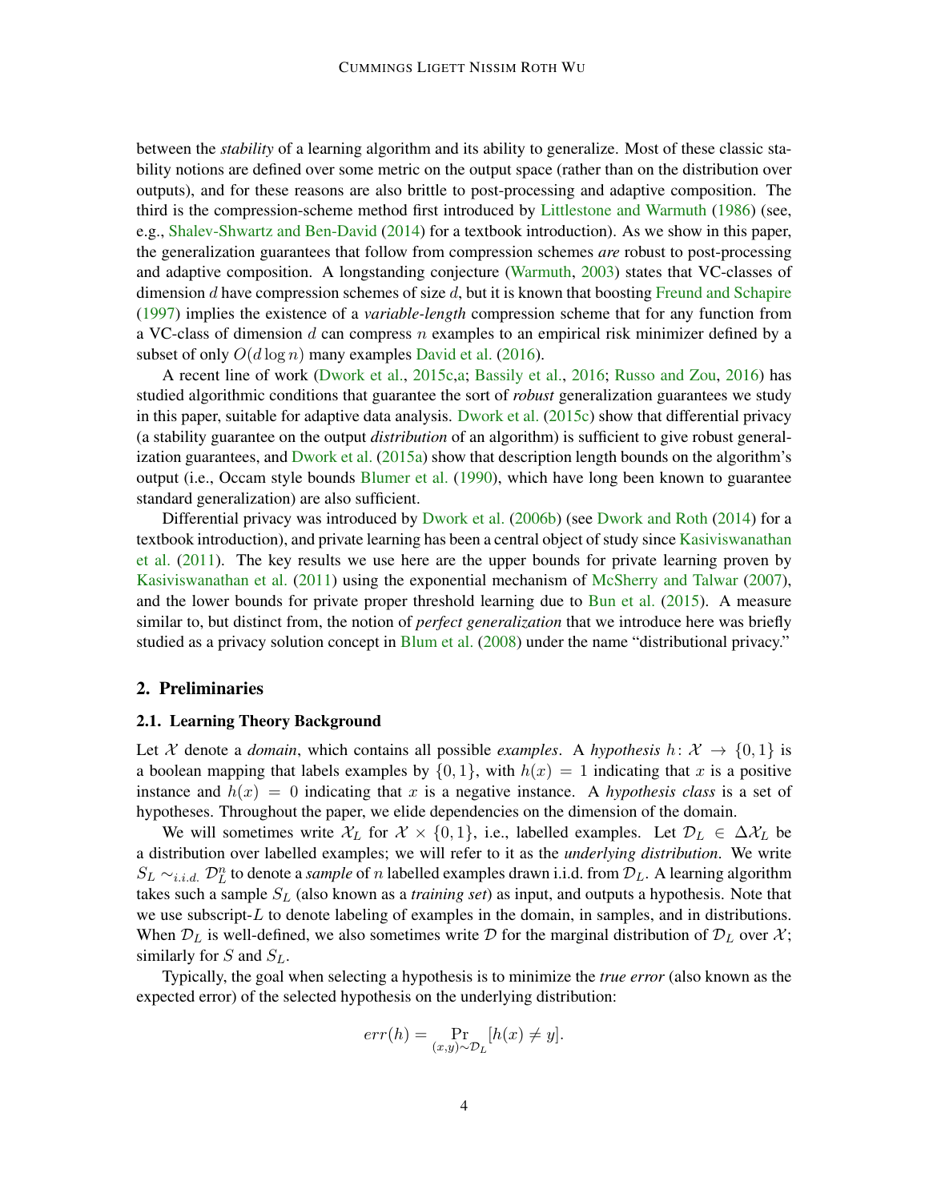between the *stability* of a learning algorithm and its ability to generalize. Most of these classic stability notions are defined over some metric on the output space (rather than on the distribution over outputs), and for these reasons are also brittle to post-processing and adaptive composition. The third is the compression-scheme method first introduced by Littlestone and Warmuth (1986) (see, e.g., Shalev-Shwartz and Ben-David (2014) for a textbook introduction). As we show in this paper, the generalization guarantees that follow from compression schemes *are* robust to post-processing and adaptive composition. A longstanding conjecture (Warmuth, 2003) states that VC-classes of dimension $d$ have compression schemes of size $d$, but it is known that boosting Freund and Schapire (1997) implies the existence of a *variable-length* compression scheme that for any function from a VC-class of dimension $d$ can compress $n$ examples to an empirical risk minimizer defined by a subset of only $O(d \log n)$ many examples David et al. (2016).

A recent line of work (Dwork et al., 2015c,a; Bassily et al., 2016; Russo and Zou, 2016) has studied algorithmic conditions that guarantee the sort of *robust* generalization guarantees we study in this paper, suitable for adaptive data analysis. Dwork et al. (2015c) show that differential privacy (a stability guarantee on the output *distribution* of an algorithm) is sufficient to give robust generalization guarantees, and Dwork et al. (2015a) show that description length bounds on the algorithm's output (i.e., Occam style bounds Blumer et al. (1990), which have long been known to guarantee standard generalization) are also sufficient.

Differential privacy was introduced by Dwork et al. (2006b) (see Dwork and Roth (2014) for a textbook introduction), and private learning has been a central object of study since Kasiviswanathan et al. (2011). The key results we use here are the upper bounds for private learning proven by Kasiviswanathan et al. (2011) using the exponential mechanism of McSherry and Talwar (2007), and the lower bounds for private proper threshold learning due to Bun et al. (2015). A measure similar to, but distinct from, the notion of *perfect generalization* that we introduce here was briefly studied as a privacy solution concept in Blum et al. (2008) under the name "distributional privacy."

## 2. Preliminaries

### 2.1. Learning Theory Background

Let $\mathcal{X}$ denote a *domain*, which contains all possible *examples*. A *hypothesis* $h\colon \mathcal{X} \to \{0,1\}$ is a boolean mapping that labels examples by $\{0,1\}$, with $h(x) = 1$ indicating that $x$ is a positive instance and $h(x) = 0$ indicating that $x$ is a negative instance. A *hypothesis class* is a set of hypotheses. Throughout the paper, we elide dependencies on the dimension of the domain.

We will sometimes write $\mathcal{X}_L$ for $\mathcal{X} \times \{0,1\}$, i.e., labelled examples. Let $\mathcal{D}_L \in \Delta\mathcal{X}_L$ be a distribution over labelled examples; we will refer to it as the *underlying distribution*. We write $S_L \sim_{i.i.d.} \mathcal{D}_L^n$ to denote a *sample* of $n$ labelled examples drawn i.i.d. from $\mathcal{D}_L$. A learning algorithm takes such a sample $S_L$ (also known as a *training set*) as input, and outputs a hypothesis. Note that we use subscript-$L$ to denote labeling of examples in the domain, in samples, and in distributions. When $\mathcal{D}_L$ is well-defined, we also sometimes write $\mathcal{D}$ for the marginal distribution of $\mathcal{D}_L$ over $\mathcal{X}$; similarly for $S$ and $S_L$.

Typically, the goal when selecting a hypothesis is to minimize the *true error* (also known as the expected error) of the selected hypothesis on the underlying distribution:

$$err(h) = \Pr_{(x,y)\sim\mathcal{D}_L}[h(x) \neq y].$$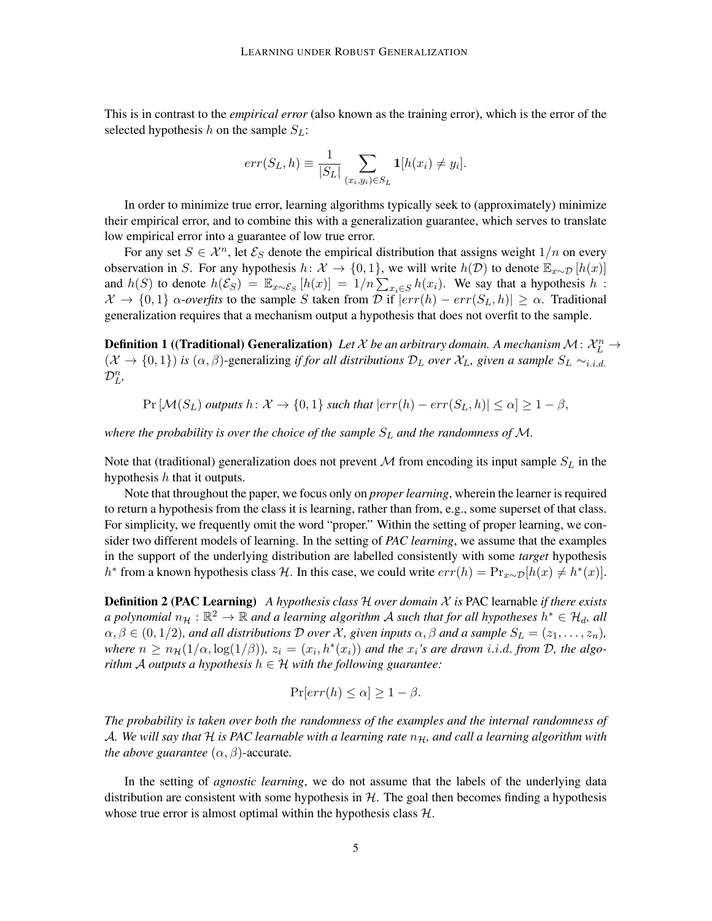This is in contrast to the *empirical error* (also known as the training error), which is the error of the selected hypothesis $h$ on the sample $S_L$:

$$err(S_L, h) \equiv \frac{1}{|S_L|} \sum_{(x_i, y_i) \in S_L} \mathbf{1}[h(x_i) \neq y_i].$$

In order to minimize true error, learning algorithms typically seek to (approximately) minimize their empirical error, and to combine this with a generalization guarantee, which serves to translate low empirical error into a guarantee of low true error.

For any set $S \in \mathcal{X}^n$, let $\mathcal{E}_S$ denote the empirical distribution that assigns weight $1/n$ on every observation in $S$. For any hypothesis $h\colon \mathcal{X} \to \{0,1\}$, we will write $h(\mathcal{D})$ to denote $\mathbb{E}_{x\sim\mathcal{D}}[h(x)]$ and $h(S)$ to denote $h(\mathcal{E}_S) = \mathbb{E}_{x\sim\mathcal{E}_S}[h(x)] = 1/n \sum_{x_i \in S} h(x_i)$. We say that a hypothesis $h : \mathcal{X} \to \{0,1\}$ $\alpha$*-overfits* to the sample $S$ taken from $\mathcal{D}$ if $|err(h) - err(S_L, h)| \geq \alpha$. Traditional generalization requires that a mechanism output a hypothesis that does not overfit to the sample.

**Definition 1 ((Traditional) Generalization)** *Let $\mathcal{X}$ be an arbitrary domain. A mechanism $\mathcal{M}\colon \mathcal{X}_L^n \to (\mathcal{X} \to \{0,1\})$ is $(\alpha, \beta)$-*generalizing *if for all distributions $\mathcal{D}_L$ over $\mathcal{X}_L$, given a sample $S_L \sim_{i.i.d.} \mathcal{D}_L^n$,*

$$\Pr\left[\mathcal{M}(S_L) \textit{ outputs } h\colon \mathcal{X} \to \{0,1\} \textit{ such that } |err(h) - err(S_L, h)| \leq \alpha\right] \geq 1 - \beta,$$

*where the probability is over the choice of the sample $S_L$ and the randomness of $\mathcal{M}$.*

Note that (traditional) generalization does not prevent $\mathcal{M}$ from encoding its input sample $S_L$ in the hypothesis $h$ that it outputs.

Note that throughout the paper, we focus only on *proper learning*, wherein the learner is required to return a hypothesis from the class it is learning, rather than from, e.g., some superset of that class. For simplicity, we frequently omit the word "proper." Within the setting of proper learning, we consider two different models of learning. In the setting of *PAC learning*, we assume that the examples in the support of the underlying distribution are labelled consistently with some *target* hypothesis $h^*$ from a known hypothesis class $\mathcal{H}$. In this case, we could write $err(h) = \Pr_{x\sim\mathcal{D}}[h(x) \neq h^*(x)]$.

**Definition 2 (PAC Learning)** *A hypothesis class $\mathcal{H}$ over domain $\mathcal{X}$ is* PAC learnable *if there exists a polynomial $n_{\mathcal{H}} : \mathbb{R}^2 \to \mathbb{R}$ and a learning algorithm $\mathcal{A}$ such that for all hypotheses $h^* \in \mathcal{H}_d$, all $\alpha, \beta \in (0, 1/2)$, and all distributions $\mathcal{D}$ over $\mathcal{X}$, given inputs $\alpha, \beta$ and a sample $S_L = (z_1, \ldots, z_n)$, where $n \geq n_{\mathcal{H}}(1/\alpha, \log(1/\beta))$, $z_i = (x_i, h^*(x_i))$ and the $x_i$'s are drawn $i.i.d.$ from $\mathcal{D}$, the algorithm $\mathcal{A}$ outputs a hypothesis $h \in \mathcal{H}$ with the following guarantee:*

$$\Pr[err(h) \leq \alpha] \geq 1 - \beta.$$

*The probability is taken over both the randomness of the examples and the internal randomness of $\mathcal{A}$. We will say that $\mathcal{H}$ is PAC learnable with a learning rate $n_{\mathcal{H}}$, and call a learning algorithm with the above guarantee $(\alpha, \beta)$-*accurate*.*

In the setting of *agnostic learning*, we do not assume that the labels of the underlying data distribution are consistent with some hypothesis in $\mathcal{H}$. The goal then becomes finding a hypothesis whose true error is almost optimal within the hypothesis class $\mathcal{H}$.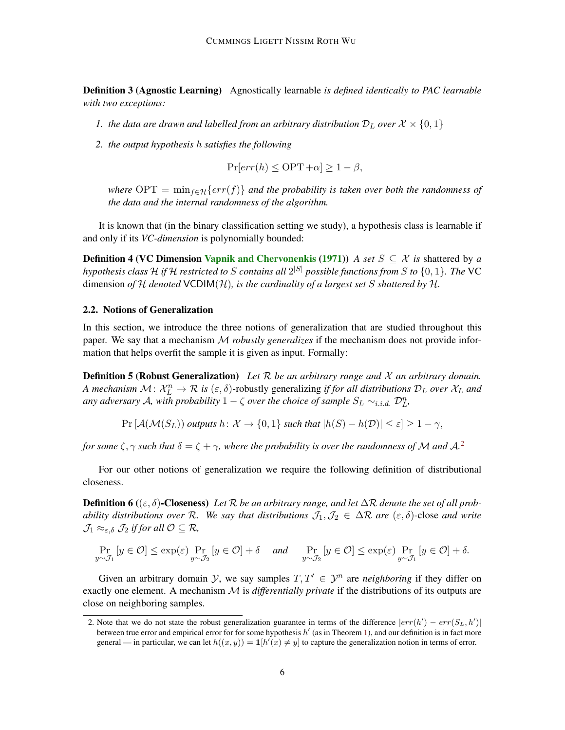**Definition 3 (Agnostic Learning)** Agnostically learnable *is defined identically to PAC learnable with two exceptions:*

1. *the data are drawn and labelled from an arbitrary distribution $\mathcal{D}_L$ over $\mathcal{X} \times \{0, 1\}$*
2. *the output hypothesis $h$ satisfies the following*

$$\Pr[err(h) \leq \text{OPT} + \alpha] \geq 1 - \beta,$$

*where $\text{OPT} = \min_{f \in \mathcal{H}}\{err(f)\}$ and the probability is taken over both the randomness of the data and the internal randomness of the algorithm.*

It is known that (in the binary classification setting we study), a hypothesis class is learnable if and only if its *VC-dimension* is polynomially bounded:

**Definition 4 (VC Dimension Vapnik and Chervonenkis (1971))** *A set $S \subseteq \mathcal{X}$ is* shattered by *a hypothesis class $\mathcal{H}$ if $\mathcal{H}$ restricted to $S$ contains all $2^{|S|}$ possible functions from $S$ to $\{0, 1\}$. The* VC dimension *of $\mathcal{H}$ denoted* $\mathsf{VCDIM}(\mathcal{H})$*, is the cardinality of a largest set $S$ shattered by $\mathcal{H}$.*

### 2.2. Notions of Generalization

In this section, we introduce the three notions of generalization that are studied throughout this paper. We say that a mechanism $\mathcal{M}$ *robustly generalizes* if the mechanism does not provide information that helps overfit the sample it is given as input. Formally:

**Definition 5 (Robust Generalization)** *Let $\mathcal{R}$ be an arbitrary range and $\mathcal{X}$ an arbitrary domain. A mechanism $\mathcal{M} \colon \mathcal{X}_L^n \to \mathcal{R}$ is $(\varepsilon, \delta)$-*robustly generalizing *if for all distributions $\mathcal{D}_L$ over $\mathcal{X}_L$ and any adversary $\mathcal{A}$, with probability $1 - \zeta$ over the choice of sample $S_L \sim_{i.i.d.} \mathcal{D}_L^n$,*

$$\Pr\left[\mathcal{A}(\mathcal{M}(S_L)) \text{ outputs } h \colon \mathcal{X} \to \{0, 1\} \text{ such that } |h(S) - h(\mathcal{D})| \leq \varepsilon\right] \geq 1 - \gamma,$$

*for some $\zeta, \gamma$ such that $\delta = \zeta + \gamma$, where the probability is over the randomness of $\mathcal{M}$ and $\mathcal{A}$.*[2]

For our other notions of generalization we require the following definition of distributional closeness.

**Definition 6 ($(\varepsilon, \delta)$-Closeness)** *Let $\mathcal{R}$ be an arbitrary range, and let $\Delta\mathcal{R}$ denote the set of all probability distributions over $\mathcal{R}$. We say that distributions $\mathcal{J}_1, \mathcal{J}_2 \in \Delta\mathcal{R}$ are* $(\varepsilon, \delta)$-close *and write $\mathcal{J}_1 \approx_{\varepsilon,\delta} \mathcal{J}_2$ if for all $\mathcal{O} \subseteq \mathcal{R}$,*

$$\Pr_{y \sim \mathcal{J}_1}[y \in \mathcal{O}] \leq \exp(\varepsilon) \Pr_{y \sim \mathcal{J}_2}[y \in \mathcal{O}] + \delta \quad \text{and} \quad \Pr_{y \sim \mathcal{J}_2}[y \in \mathcal{O}] \leq \exp(\varepsilon) \Pr_{y \sim \mathcal{J}_1}[y \in \mathcal{O}] + \delta.$$

Given an arbitrary domain $\mathcal{Y}$, we say samples $T, T' \in \mathcal{Y}^n$ are *neighboring* if they differ on exactly one element. A mechanism $\mathcal{M}$ is *differentially private* if the distributions of its outputs are close on neighboring samples.

2. Note that we do not state the robust generalization guarantee in terms of the difference $|err(h') - err(S_L, h')|$ between true error and empirical error for for some hypothesis $h'$ (as in Theorem 1), and our definition is in fact more general — in particular, we can let $h((x, y)) = \mathbf{1}[h'(x) \neq y]$ to capture the generalization notion in terms of error.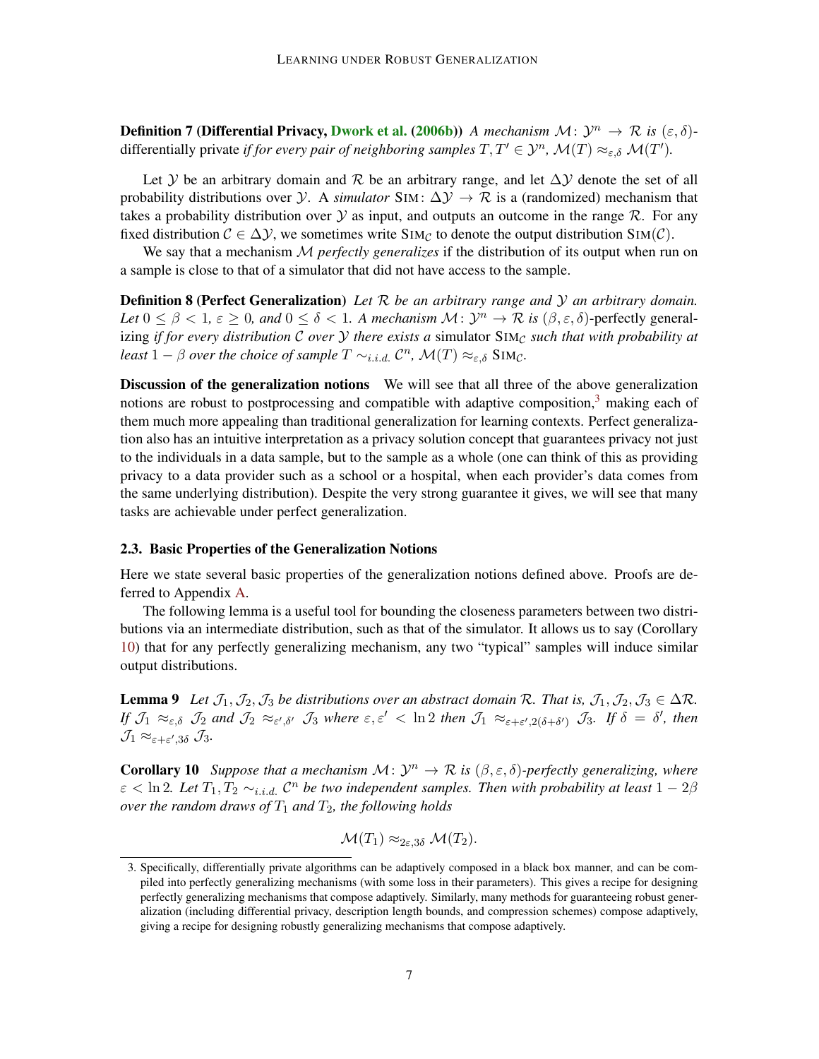**Definition 7 (Differential Privacy, Dwork et al. (2006b))** *A mechanism $\mathcal{M}\colon \mathcal{Y}^n \to \mathcal{R}$ is $(\varepsilon, \delta)$-*differentially private *if for every pair of neighboring samples $T, T' \in \mathcal{Y}^n$, $\mathcal{M}(T) \approx_{\varepsilon,\delta} \mathcal{M}(T')$.*

Let $\mathcal{Y}$ be an arbitrary domain and $\mathcal{R}$ be an arbitrary range, and let $\Delta\mathcal{Y}$ denote the set of all probability distributions over $\mathcal{Y}$. A *simulator* $\textsc{Sim}\colon \Delta\mathcal{Y} \to \mathcal{R}$ is a (randomized) mechanism that takes a probability distribution over $\mathcal{Y}$ as input, and outputs an outcome in the range $\mathcal{R}$. For any fixed distribution $\mathcal{C} \in \Delta\mathcal{Y}$, we sometimes write $\textsc{Sim}_\mathcal{C}$ to denote the output distribution $\textsc{Sim}(\mathcal{C})$.

We say that a mechanism $\mathcal{M}$ *perfectly generalizes* if the distribution of its output when run on a sample is close to that of a simulator that did not have access to the sample.

**Definition 8 (Perfect Generalization)** *Let $\mathcal{R}$ be an arbitrary range and $\mathcal{Y}$ an arbitrary domain. Let $0 \leq \beta < 1$, $\varepsilon \geq 0$, and $0 \leq \delta < 1$. A mechanism $\mathcal{M}\colon \mathcal{Y}^n \to \mathcal{R}$ is $(\beta, \varepsilon, \delta)$-*perfectly generalizing *if for every distribution $\mathcal{C}$ over $\mathcal{Y}$ there exists a* simulator $\textsc{Sim}_\mathcal{C}$ *such that with probability at least $1 - \beta$ over the choice of sample $T \sim_{i.i.d.} \mathcal{C}^n$, $\mathcal{M}(T) \approx_{\varepsilon,\delta} \textsc{Sim}_\mathcal{C}$.*

**Discussion of the generalization notions** We will see that all three of the above generalization notions are robust to postprocessing and compatible with adaptive composition,[3] making each of them much more appealing than traditional generalization for learning contexts. Perfect generalization also has an intuitive interpretation as a privacy solution concept that guarantees privacy not just to the individuals in a data sample, but to the sample as a whole (one can think of this as providing privacy to a data provider such as a school or a hospital, when each provider's data comes from the same underlying distribution). Despite the very strong guarantee it gives, we will see that many tasks are achievable under perfect generalization.

### 2.3. Basic Properties of the Generalization Notions

Here we state several basic properties of the generalization notions defined above. Proofs are deferred to Appendix A.

The following lemma is a useful tool for bounding the closeness parameters between two distributions via an intermediate distribution, such as that of the simulator. It allows us to say (Corollary 10) that for any perfectly generalizing mechanism, any two "typical" samples will induce similar output distributions.

**Lemma 9** *Let $\mathcal{J}_1, \mathcal{J}_2, \mathcal{J}_3$ be distributions over an abstract domain $\mathcal{R}$. That is, $\mathcal{J}_1, \mathcal{J}_2, \mathcal{J}_3 \in \Delta\mathcal{R}$. If $\mathcal{J}_1 \approx_{\varepsilon,\delta} \mathcal{J}_2$ and $\mathcal{J}_2 \approx_{\varepsilon',\delta'} \mathcal{J}_3$ where $\varepsilon, \varepsilon' < \ln 2$ then $\mathcal{J}_1 \approx_{\varepsilon+\varepsilon', 2(\delta+\delta')} \mathcal{J}_3$. If $\delta = \delta'$, then $\mathcal{J}_1 \approx_{\varepsilon+\varepsilon', 3\delta} \mathcal{J}_3$.*

**Corollary 10** *Suppose that a mechanism $\mathcal{M}\colon \mathcal{Y}^n \to \mathcal{R}$ is $(\beta, \varepsilon, \delta)$-perfectly generalizing, where $\varepsilon < \ln 2$. Let $T_1, T_2 \sim_{i.i.d.} \mathcal{C}^n$ be two independent samples. Then with probability at least $1 - 2\beta$ over the random draws of $T_1$ and $T_2$, the following holds*

$$\mathcal{M}(T_1) \approx_{2\varepsilon, 3\delta} \mathcal{M}(T_2).$$

3. Specifically, differentially private algorithms can be adaptively composed in a black box manner, and can be compiled into perfectly generalizing mechanisms (with some loss in their parameters). This gives a recipe for designing perfectly generalizing mechanisms that compose adaptively. Similarly, many methods for guaranteeing robust generalization (including differential privacy, description length bounds, and compression schemes) compose adaptively, giving a recipe for designing robustly generalizing mechanisms that compose adaptively.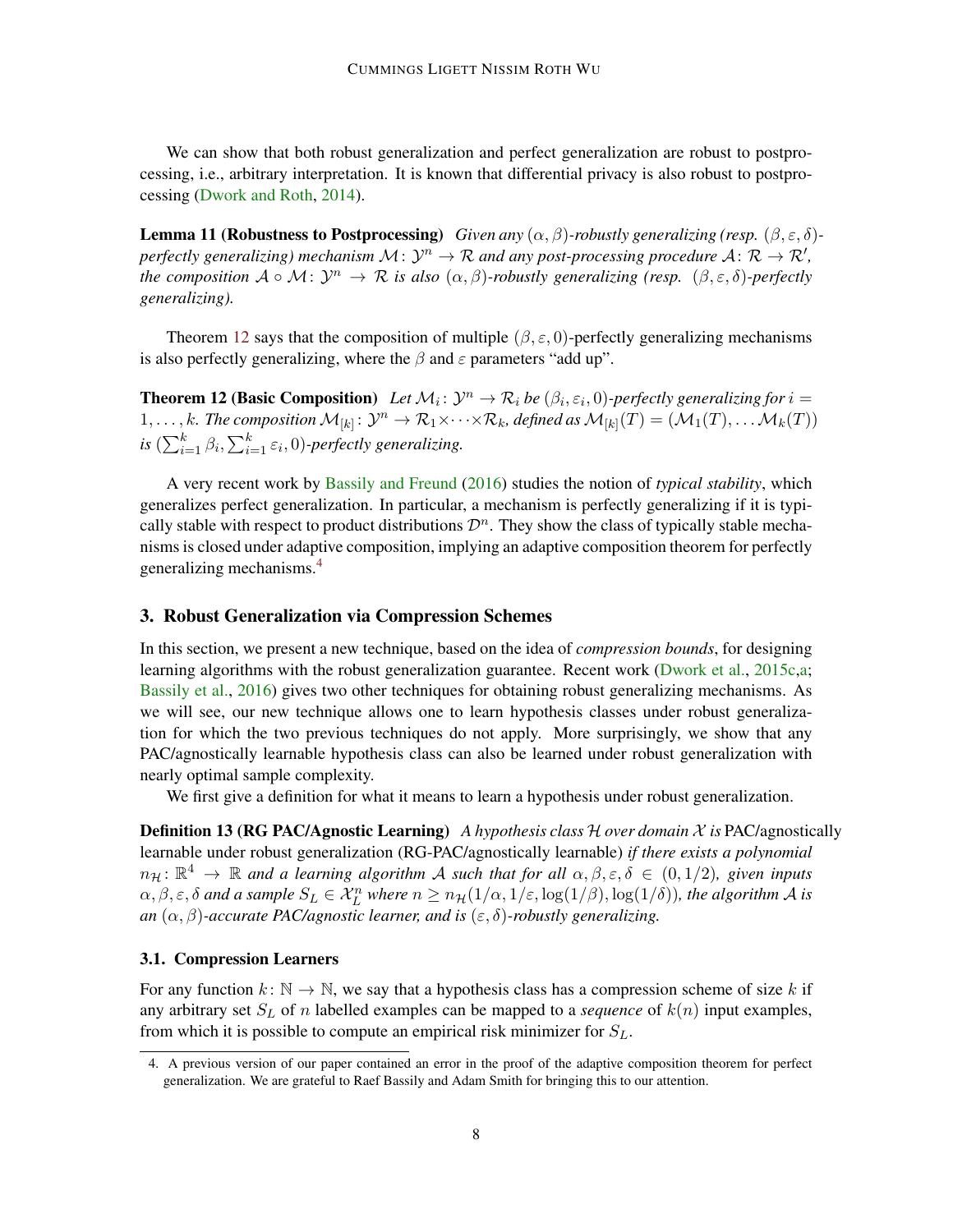We can show that both robust generalization and perfect generalization are robust to postprocessing, i.e., arbitrary interpretation. It is known that differential privacy is also robust to postprocessing (Dwork and Roth, 2014).

**Lemma 11 (Robustness to Postprocessing)** *Given any $(\alpha, \beta)$-robustly generalizing (resp. $(\beta, \varepsilon, \delta)$-perfectly generalizing) mechanism $\mathcal{M} \colon \mathcal{Y}^n \to \mathcal{R}$ and any post-processing procedure $\mathcal{A} \colon \mathcal{R} \to \mathcal{R}'$, the composition $\mathcal{A} \circ \mathcal{M} \colon \mathcal{Y}^n \to \mathcal{R}$ is also $(\alpha, \beta)$-robustly generalizing (resp. $(\beta, \varepsilon, \delta)$-perfectly generalizing).*

Theorem 12 says that the composition of multiple $(\beta, \varepsilon, 0)$-perfectly generalizing mechanisms is also perfectly generalizing, where the $\beta$ and $\varepsilon$ parameters "add up".

**Theorem 12 (Basic Composition)** *Let $\mathcal{M}_i \colon \mathcal{Y}^n \to \mathcal{R}_i$ be $(\beta_i, \varepsilon_i, 0)$-perfectly generalizing for $i = 1, \ldots, k$. The composition $\mathcal{M}_{[k]} \colon \mathcal{Y}^n \to \mathcal{R}_1 \times \cdots \times \mathcal{R}_k$, defined as $\mathcal{M}_{[k]}(T) = (\mathcal{M}_1(T), \ldots \mathcal{M}_k(T))$ is $(\sum_{i=1}^k \beta_i, \sum_{i=1}^k \varepsilon_i, 0)$-perfectly generalizing.*

A very recent work by Bassily and Freund (2016) studies the notion of *typical stability*, which generalizes perfect generalization. In particular, a mechanism is perfectly generalizing if it is typically stable with respect to product distributions $\mathcal{D}^n$. They show the class of typically stable mechanisms is closed under adaptive composition, implying an adaptive composition theorem for perfectly generalizing mechanisms.[4]

## 3. Robust Generalization via Compression Schemes

In this section, we present a new technique, based on the idea of *compression bounds*, for designing learning algorithms with the robust generalization guarantee. Recent work (Dwork et al., 2015c,a; Bassily et al., 2016) gives two other techniques for obtaining robust generalizing mechanisms. As we will see, our new technique allows one to learn hypothesis classes under robust generalization for which the two previous techniques do not apply. More surprisingly, we show that any PAC/agnostically learnable hypothesis class can also be learned under robust generalization with nearly optimal sample complexity.

We first give a definition for what it means to learn a hypothesis under robust generalization.

**Definition 13 (RG PAC/Agnostic Learning)** *A hypothesis class $\mathcal{H}$ over domain $\mathcal{X}$ is* PAC/agnostically learnable under robust generalization (RG-PAC/agnostically learnable) *if there exists a polynomial $n_{\mathcal{H}} \colon \mathbb{R}^4 \to \mathbb{R}$ and a learning algorithm $\mathcal{A}$ such that for all $\alpha, \beta, \varepsilon, \delta \in (0, 1/2)$, given inputs $\alpha, \beta, \varepsilon, \delta$ and a sample $S_L \in \mathcal{X}_L^n$ where $n \geq n_{\mathcal{H}}(1/\alpha, 1/\varepsilon, \log(1/\beta), \log(1/\delta))$, the algorithm $\mathcal{A}$ is an $(\alpha, \beta)$-accurate PAC/agnostic learner, and is $(\varepsilon, \delta)$-robustly generalizing.*

### 3.1. Compression Learners

For any function $k \colon \mathbb{N} \to \mathbb{N}$, we say that a hypothesis class has a compression scheme of size $k$ if any arbitrary set $S_L$ of $n$ labelled examples can be mapped to a *sequence* of $k(n)$ input examples, from which it is possible to compute an empirical risk minimizer for $S_L$.

4. A previous version of our paper contained an error in the proof of the adaptive composition theorem for perfect generalization. We are grateful to Raef Bassily and Adam Smith for bringing this to our attention.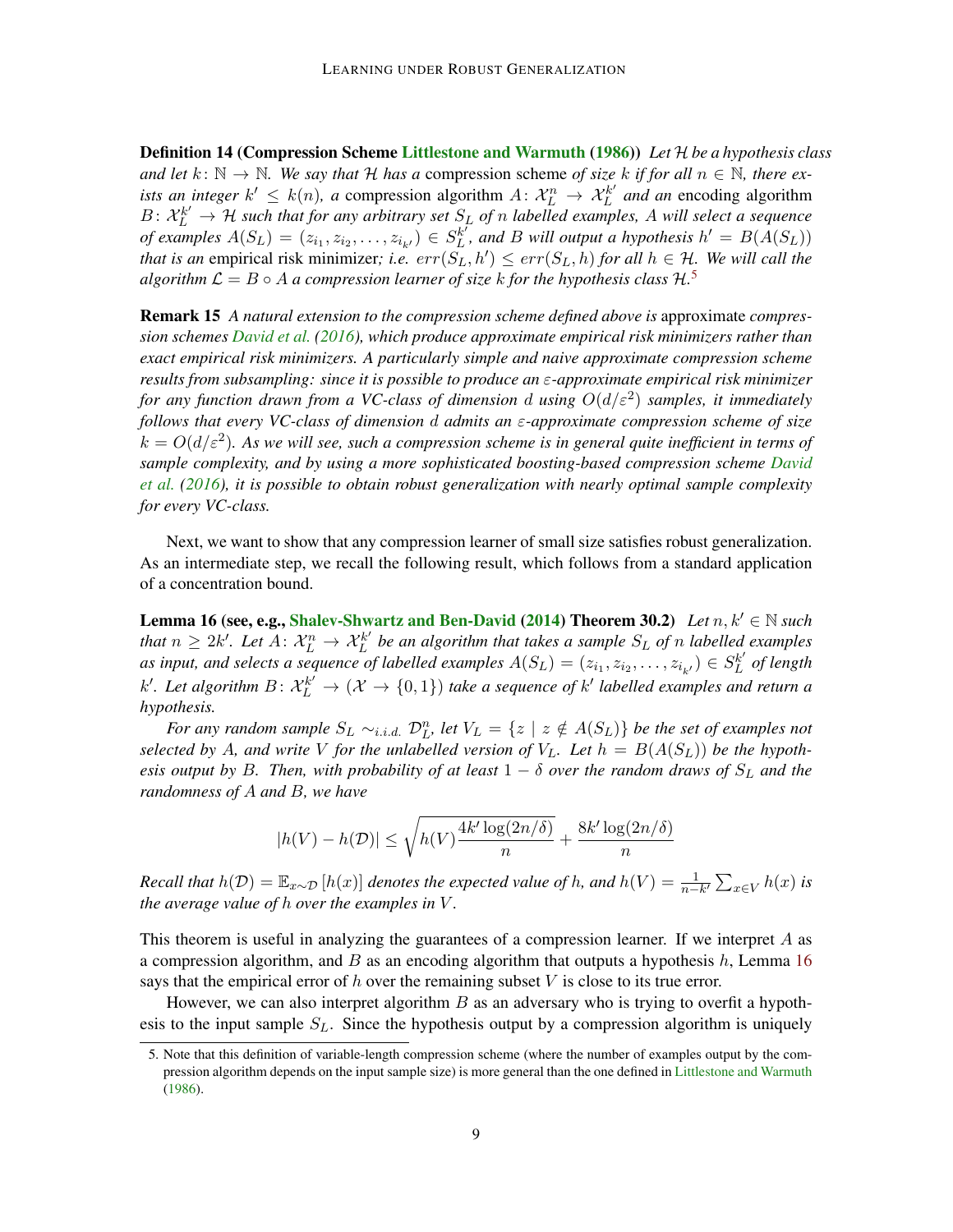**Definition 14 (Compression Scheme Littlestone and Warmuth (1986))** *Let $\mathcal{H}$ be a hypothesis class and let $k\colon \mathbb{N} \to \mathbb{N}$. We say that $\mathcal{H}$ has a* compression scheme *of size $k$ if for all $n \in \mathbb{N}$, there exists an integer $k' \leq k(n)$, a* compression algorithm *$A\colon \mathcal{X}_L^n \to \mathcal{X}_L^{k'}$ and an* encoding algorithm *$B\colon \mathcal{X}_L^{k'} \to \mathcal{H}$ such that for any arbitrary set $S_L$ of $n$ labelled examples, $A$ will select a sequence of examples $A(S_L) = (z_{i_1}, z_{i_2}, \ldots, z_{i_{k'}}) \in S_L^{k'}$, and $B$ will output a hypothesis $h' = B(A(S_L))$ that is an* empirical risk minimizer*; i.e. $err(S_L, h') \leq err(S_L, h)$ for all $h \in \mathcal{H}$. We will call the algorithm $\mathcal{L} = B \circ A$ a compression learner of size $k$ for the hypothesis class $\mathcal{H}$.*[5]

**Remark 15** *A natural extension to the compression scheme defined above is* approximate *compression schemes David et al. (2016), which produce approximate empirical risk minimizers rather than exact empirical risk minimizers. A particularly simple and naive approximate compression scheme results from subsampling: since it is possible to produce an $\varepsilon$-approximate empirical risk minimizer for any function drawn from a VC-class of dimension $d$ using $O(d/\varepsilon^2)$ samples, it immediately follows that every VC-class of dimension $d$ admits an $\varepsilon$-approximate compression scheme of size $k = O(d/\varepsilon^2)$. As we will see, such a compression scheme is in general quite inefficient in terms of sample complexity, and by using a more sophisticated boosting-based compression scheme David et al. (2016), it is possible to obtain robust generalization with nearly optimal sample complexity for every VC-class.*

Next, we want to show that any compression learner of small size satisfies robust generalization. As an intermediate step, we recall the following result, which follows from a standard application of a concentration bound.

**Lemma 16 (see, e.g., Shalev-Shwartz and Ben-David (2014) Theorem 30.2)** *Let $n, k' \in \mathbb{N}$ such that $n \geq 2k'$. Let $A\colon \mathcal{X}_L^n \to \mathcal{X}_L^{k'}$ be an algorithm that takes a sample $S_L$ of $n$ labelled examples as input, and selects a sequence of labelled examples $A(S_L) = (z_{i_1}, z_{i_2}, \ldots, z_{i_{k'}}) \in S_L^{k'}$ of length $k'$. Let algorithm $B\colon \mathcal{X}_L^{k'} \to (\mathcal{X} \to \{0,1\})$ take a sequence of $k'$ labelled examples and return a hypothesis.*

*For any random sample $S_L \sim_{i.i.d.} \mathcal{D}_L^n$, let $V_L = \{z \mid z \notin A(S_L)\}$ be the set of examples not selected by $A$, and write $V$ for the unlabelled version of $V_L$. Let $h = B(A(S_L))$ be the hypothesis output by $B$. Then, with probability of at least $1 - \delta$ over the random draws of $S_L$ and the randomness of $A$ and $B$, we have*

$$|h(V) - h(\mathcal{D})| \leq \sqrt{h(V)\frac{4k'\log(2n/\delta)}{n}} + \frac{8k'\log(2n/\delta)}{n}$$

*Recall that $h(\mathcal{D}) = \mathbb{E}_{x\sim\mathcal{D}}[h(x)]$ denotes the expected value of $h$, and $h(V) = \frac{1}{n-k'}\sum_{x\in V} h(x)$ is the average value of $h$ over the examples in $V$.*

This theorem is useful in analyzing the guarantees of a compression learner. If we interpret $A$ as a compression algorithm, and $B$ as an encoding algorithm that outputs a hypothesis $h$, Lemma 16 says that the empirical error of $h$ over the remaining subset $V$ is close to its true error.

However, we can also interpret algorithm $B$ as an adversary who is trying to overfit a hypothesis to the input sample $S_L$. Since the hypothesis output by a compression algorithm is uniquely

---

[5] Note that this definition of variable-length compression scheme (where the number of examples output by the compression algorithm depends on the input sample size) is more general than the one defined in Littlestone and Warmuth (1986).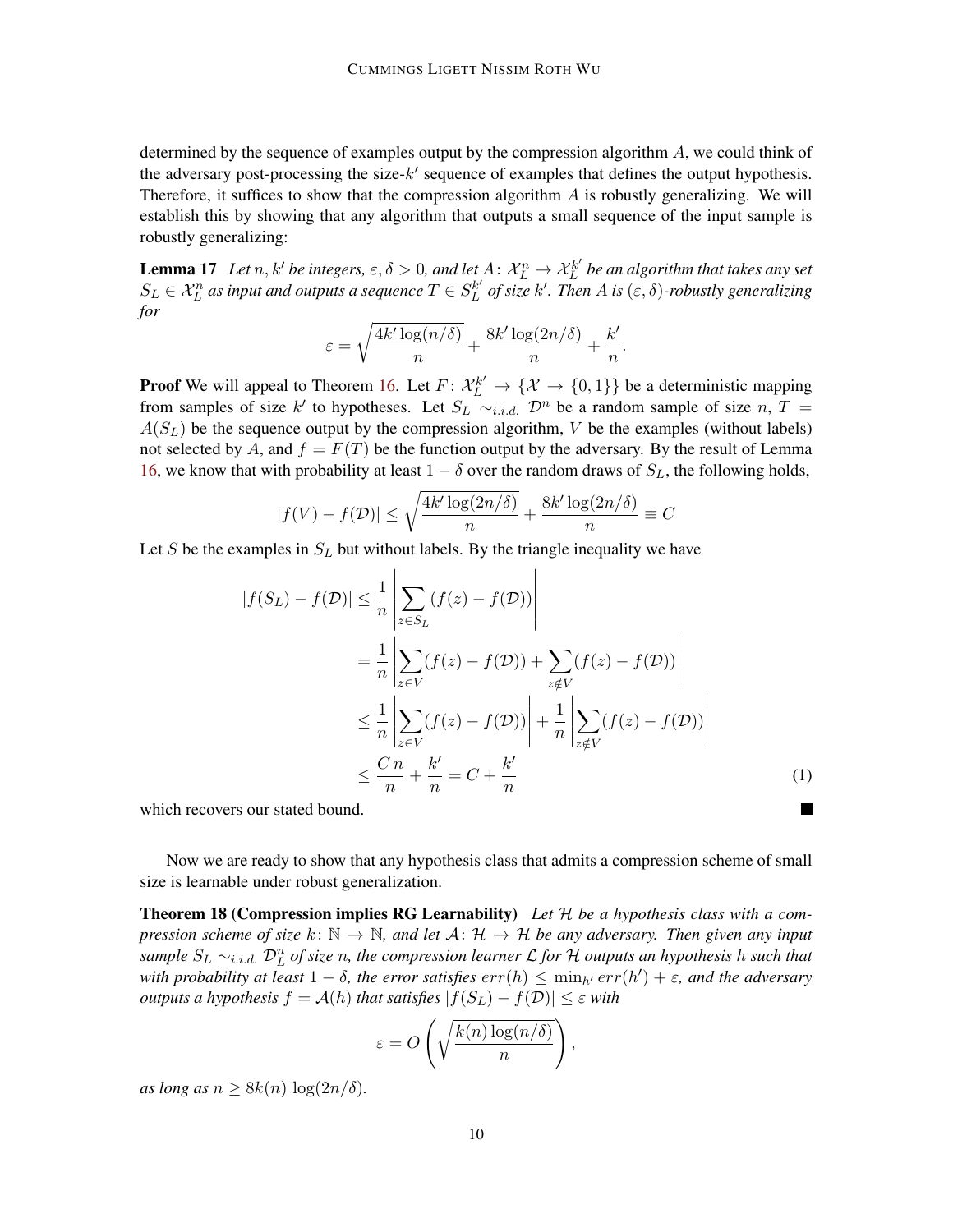determined by the sequence of examples output by the compression algorithm $A$, we could think of the adversary post-processing the size-$k'$ sequence of examples that defines the output hypothesis. Therefore, it suffices to show that the compression algorithm $A$ is robustly generalizing. We will establish this by showing that any algorithm that outputs a small sequence of the input sample is robustly generalizing:

**Lemma 17** *Let $n, k'$ be integers, $\varepsilon, \delta > 0$, and let $A \colon \mathcal{X}_L^n \to \mathcal{X}_L^{k'}$ be an algorithm that takes any set $S_L \in \mathcal{X}_L^n$ as input and outputs a sequence $T \in S_L^{k'}$ of size $k'$. Then $A$ is $(\varepsilon, \delta)$-robustly generalizing for*

$$\varepsilon = \sqrt{\frac{4k' \log(n/\delta)}{n}} + \frac{8k' \log(2n/\delta)}{n} + \frac{k'}{n}.$$

**Proof** We will appeal to Theorem 16. Let $F \colon \mathcal{X}_L^{k'} \to \{\mathcal{X} \to \{0,1\}\}$ be a deterministic mapping from samples of size $k'$ to hypotheses. Let $S_L \sim_{i.i.d.} \mathcal{D}^n$ be a random sample of size $n$, $T = A(S_L)$ be the sequence output by the compression algorithm, $V$ be the examples (without labels) not selected by $A$, and $f = F(T)$ be the function output by the adversary. By the result of Lemma 16, we know that with probability at least $1 - \delta$ over the random draws of $S_L$, the following holds,

$$|f(V) - f(\mathcal{D})| \leq \sqrt{\frac{4k' \log(2n/\delta)}{n}} + \frac{8k' \log(2n/\delta)}{n} \equiv C$$

Let $S$ be the examples in $S_L$ but without labels. By the triangle inequality we have

$$\begin{aligned}
|f(S_L) - f(\mathcal{D})| &\leq \frac{1}{n} \left| \sum_{z \in S_L} (f(z) - f(\mathcal{D})) \right| \\
&= \frac{1}{n} \left| \sum_{z \in V} (f(z) - f(\mathcal{D})) + \sum_{z \notin V} (f(z) - f(\mathcal{D})) \right| \\
&\leq \frac{1}{n} \left| \sum_{z \in V} (f(z) - f(\mathcal{D})) \right| + \frac{1}{n} \left| \sum_{z \notin V} (f(z) - f(\mathcal{D})) \right| \\
&\leq \frac{C\,n}{n} + \frac{k'}{n} = C + \frac{k'}{n} \qquad (1)
\end{aligned}$$

which recovers our stated bound. ■

Now we are ready to show that any hypothesis class that admits a compression scheme of small size is learnable under robust generalization.

**Theorem 18 (Compression implies RG Learnability)** *Let $\mathcal{H}$ be a hypothesis class with a compression scheme of size $k \colon \mathbb{N} \to \mathbb{N}$, and let $\mathcal{A} \colon \mathcal{H} \to \mathcal{H}$ be any adversary. Then given any input sample $S_L \sim_{i.i.d.} \mathcal{D}_L^n$ of size $n$, the compression learner $\mathcal{L}$ for $\mathcal{H}$ outputs an hypothesis $h$ such that with probability at least $1 - \delta$, the error satisfies $err(h) \leq \min_{h'} err(h') + \varepsilon$, and the adversary outputs a hypothesis $f = \mathcal{A}(h)$ that satisfies $|f(S_L) - f(\mathcal{D})| \leq \varepsilon$ with*

$$\varepsilon = O\left( \sqrt{\frac{k(n) \log(n/\delta)}{n}} \right),$$

*as long as $n \geq 8k(n) \log(2n/\delta)$.*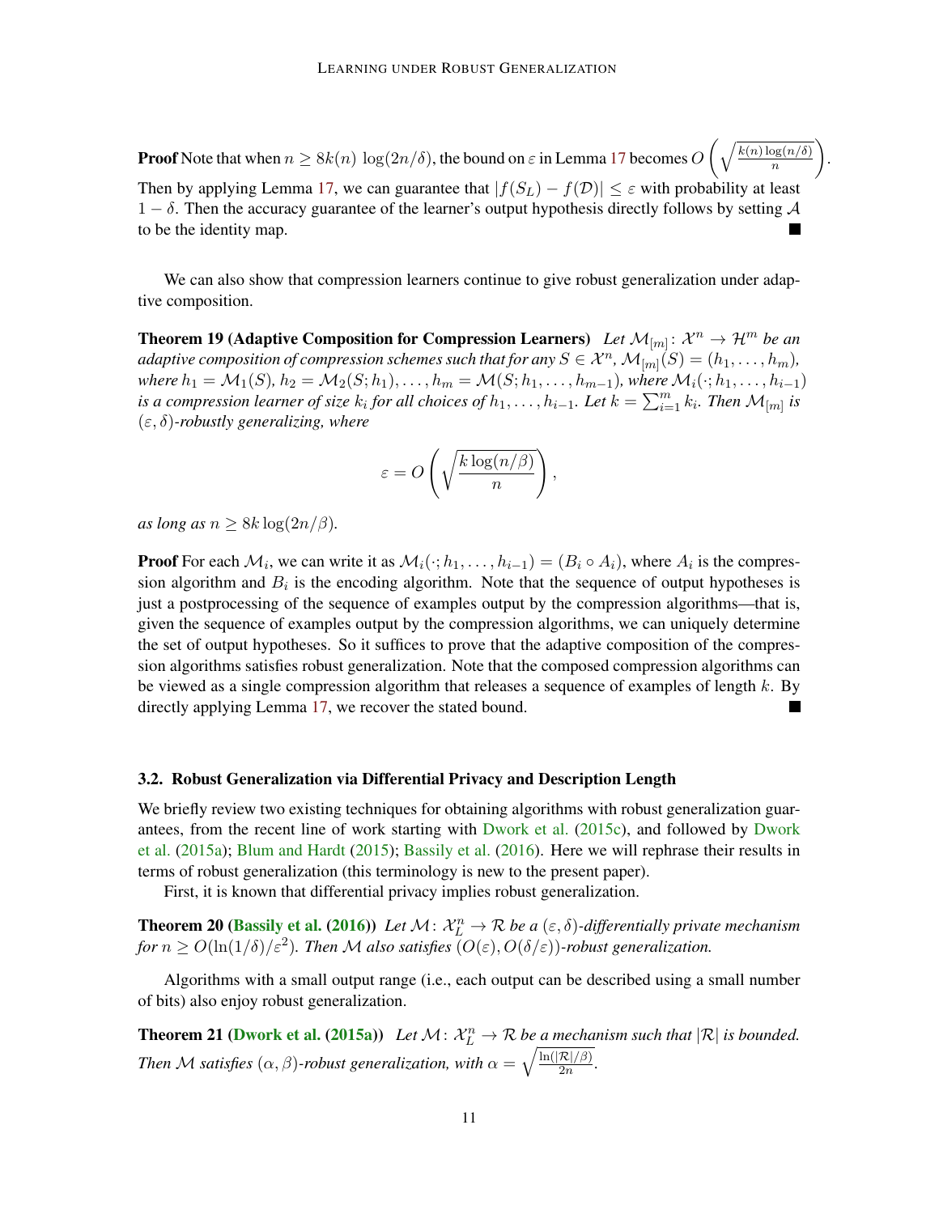**Proof** Note that when $n \geq 8k(n)\,\log(2n/\delta)$, the bound on $\varepsilon$ in Lemma 17 becomes $O\left(\sqrt{\frac{k(n)\log(n/\delta)}{n}}\right)$. Then by applying Lemma 17, we can guarantee that $|f(S_L) - f(\mathcal{D})| \leq \varepsilon$ with probability at least $1 - \delta$. Then the accuracy guarantee of the learner's output hypothesis directly follows by setting $\mathcal{A}$ to be the identity map. ■

We can also show that compression learners continue to give robust generalization under adaptive composition.

**Theorem 19 (Adaptive Composition for Compression Learners)** *Let $\mathcal{M}_{[m]} \colon \mathcal{X}^n \to \mathcal{H}^m$ be an adaptive composition of compression schemes such that for any $S \in \mathcal{X}^n$, $\mathcal{M}_{[m]}(S) = (h_1, \ldots, h_m)$, where $h_1 = \mathcal{M}_1(S)$, $h_2 = \mathcal{M}_2(S; h_1), \ldots, h_m = \mathcal{M}(S; h_1, \ldots, h_{m-1})$, where $\mathcal{M}_i(\cdot; h_1, \ldots, h_{i-1})$ is a compression learner of size $k_i$ for all choices of $h_1, \ldots, h_{i-1}$. Let $k = \sum_{i=1}^m k_i$. Then $\mathcal{M}_{[m]}$ is $(\varepsilon, \delta)$-robustly generalizing, where*

$$\varepsilon = O\left(\sqrt{\frac{k\log(n/\beta)}{n}}\right),$$

*as long as $n \geq 8k\log(2n/\beta)$.*

**Proof** For each $\mathcal{M}_i$, we can write it as $\mathcal{M}_i(\cdot; h_1, \ldots, h_{i-1}) = (B_i \circ A_i)$, where $A_i$ is the compression algorithm and $B_i$ is the encoding algorithm. Note that the sequence of output hypotheses is just a postprocessing of the sequence of examples output by the compression algorithms—that is, given the sequence of examples output by the compression algorithms, we can uniquely determine the set of output hypotheses. So it suffices to prove that the adaptive composition of the compression algorithms satisfies robust generalization. Note that the composed compression algorithms can be viewed as a single compression algorithm that releases a sequence of examples of length $k$. By directly applying Lemma 17, we recover the stated bound. ■

### 3.2. Robust Generalization via Differential Privacy and Description Length

We briefly review two existing techniques for obtaining algorithms with robust generalization guarantees, from the recent line of work starting with Dwork et al. (2015c), and followed by Dwork et al. (2015a); Blum and Hardt (2015); Bassily et al. (2016). Here we will rephrase their results in terms of robust generalization (this terminology is new to the present paper).

First, it is known that differential privacy implies robust generalization.

**Theorem 20 (Bassily et al. (2016))** *Let $\mathcal{M} \colon \mathcal{X}_L^n \to \mathcal{R}$ be a $(\varepsilon, \delta)$-differentially private mechanism for $n \geq O(\ln(1/\delta)/\varepsilon^2)$. Then $\mathcal{M}$ also satisfies $(O(\varepsilon), O(\delta/\varepsilon))$-robust generalization.*

Algorithms with a small output range (i.e., each output can be described using a small number of bits) also enjoy robust generalization.

**Theorem 21 (Dwork et al. (2015a))** *Let $\mathcal{M} \colon \mathcal{X}_L^n \to \mathcal{R}$ be a mechanism such that $|\mathcal{R}|$ is bounded. Then $\mathcal{M}$ satisfies $(\alpha, \beta)$-robust generalization, with $\alpha = \sqrt{\frac{\ln(|\mathcal{R}|/\beta)}{2n}}$.*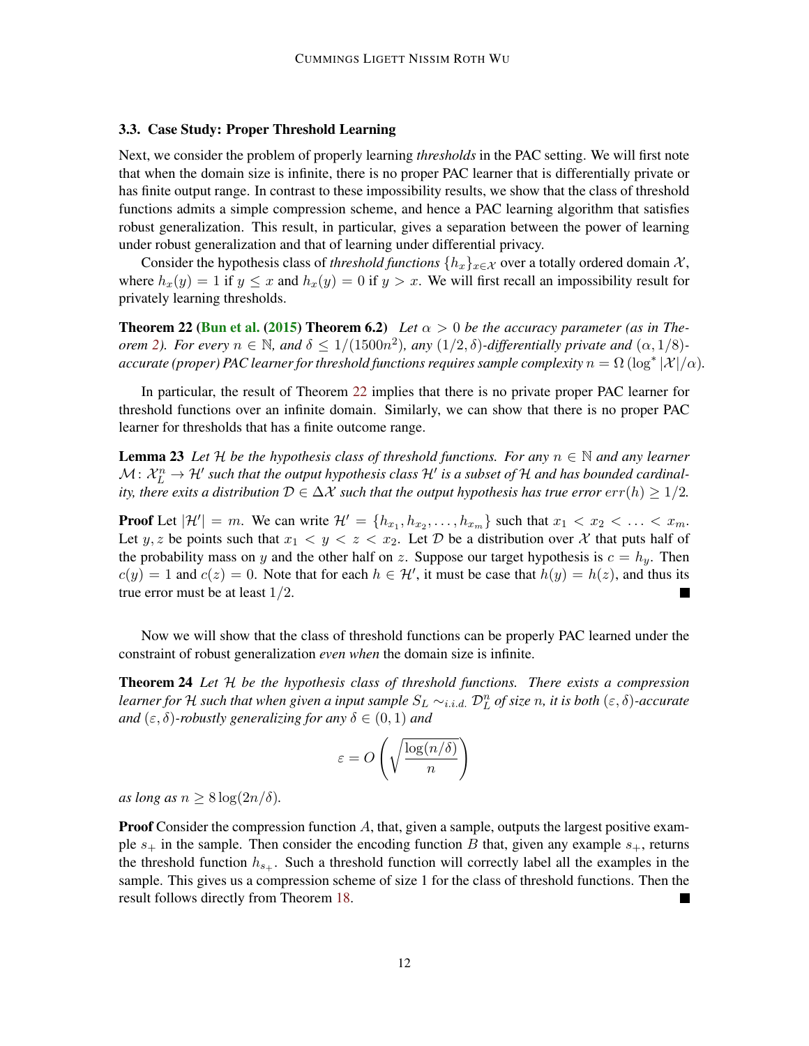### 3.3. Case Study: Proper Threshold Learning

Next, we consider the problem of properly learning *thresholds* in the PAC setting. We will first note that when the domain size is infinite, there is no proper PAC learner that is differentially private or has finite output range. In contrast to these impossibility results, we show that the class of threshold functions admits a simple compression scheme, and hence a PAC learning algorithm that satisfies robust generalization. This result, in particular, gives a separation between the power of learning under robust generalization and that of learning under differential privacy.

Consider the hypothesis class of *threshold functions* $\{h_x\}_{x\in\mathcal{X}}$ over a totally ordered domain $\mathcal{X}$, where $h_x(y) = 1$ if $y \le x$ and $h_x(y) = 0$ if $y > x$. We will first recall an impossibility result for privately learning thresholds.

**Theorem 22 (Bun et al. (2015) Theorem 6.2)** *Let $\alpha > 0$ be the accuracy parameter (as in Theorem 2). For every $n \in \mathbb{N}$, and $\delta \le 1/(1500n^2)$, any $(1/2, \delta)$-differentially private and $(\alpha, 1/8)$-accurate (proper) PAC learner for threshold functions requires sample complexity $n = \Omega(\log^* |\mathcal{X}|/\alpha)$.*

In particular, the result of Theorem 22 implies that there is no private proper PAC learner for threshold functions over an infinite domain. Similarly, we can show that there is no proper PAC learner for thresholds that has a finite outcome range.

**Lemma 23** *Let $\mathcal{H}$ be the hypothesis class of threshold functions. For any $n \in \mathbb{N}$ and any learner $\mathcal{M}\colon \mathcal{X}_L^n \to \mathcal{H}'$ such that the output hypothesis class $\mathcal{H}'$ is a subset of $\mathcal{H}$ and has bounded cardinality, there exits a distribution $\mathcal{D} \in \Delta\mathcal{X}$ such that the output hypothesis has true error $err(h) \ge 1/2$.*

**Proof** Let $|\mathcal{H}'| = m$. We can write $\mathcal{H}' = \{h_{x_1}, h_{x_2}, \ldots, h_{x_m}\}$ such that $x_1 < x_2 < \ldots < x_m$. Let $y, z$ be points such that $x_1 < y < z < x_2$. Let $\mathcal{D}$ be a distribution over $\mathcal{X}$ that puts half of the probability mass on $y$ and the other half on $z$. Suppose our target hypothesis is $c = h_y$. Then $c(y) = 1$ and $c(z) = 0$. Note that for each $h \in \mathcal{H}'$, it must be case that $h(y) = h(z)$, and thus its true error must be at least $1/2$. ∎

Now we will show that the class of threshold functions can be properly PAC learned under the constraint of robust generalization *even when* the domain size is infinite.

**Theorem 24** *Let $\mathcal{H}$ be the hypothesis class of threshold functions. There exists a compression learner for $\mathcal{H}$ such that when given a input sample $S_L \sim_{i.i.d.} \mathcal{D}_L^n$ of size $n$, it is both $(\varepsilon, \delta)$-accurate and $(\varepsilon, \delta)$-robustly generalizing for any $\delta \in (0, 1)$ and*

$$\varepsilon = O\left(\sqrt{\frac{\log(n/\delta)}{n}}\right)$$

*as long as $n \ge 8\log(2n/\delta)$.*

**Proof** Consider the compression function $A$, that, given a sample, outputs the largest positive example $s_+$ in the sample. Then consider the encoding function $B$ that, given any example $s_+$, returns the threshold function $h_{s_+}$. Such a threshold function will correctly label all the examples in the sample. This gives us a compression scheme of size 1 for the class of threshold functions. Then the result follows directly from Theorem 18. ∎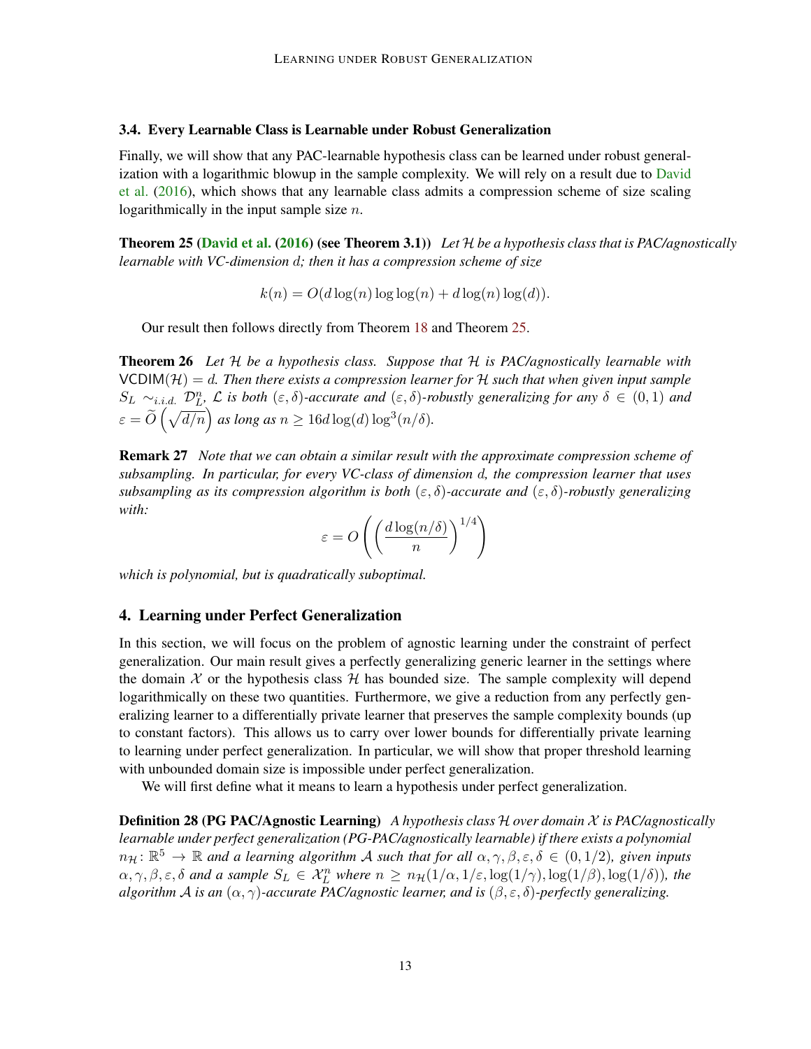### 3.4. Every Learnable Class is Learnable under Robust Generalization

Finally, we will show that any PAC-learnable hypothesis class can be learned under robust generalization with a logarithmic blowup in the sample complexity. We will rely on a result due to David et al. (2016), which shows that any learnable class admits a compression scheme of size scaling logarithmically in the input sample size $n$.

**Theorem 25 (David et al. (2016) (see Theorem 3.1))** *Let $\mathcal{H}$ be a hypothesis class that is PAC/agnostically learnable with VC-dimension $d$; then it has a compression scheme of size*

$$k(n) = O(d \log(n) \log\log(n) + d \log(n) \log(d)).$$

Our result then follows directly from Theorem 18 and Theorem 25.

**Theorem 26** *Let $\mathcal{H}$ be a hypothesis class. Suppose that $\mathcal{H}$ is PAC/agnostically learnable with $\mathsf{VCDIM}(\mathcal{H}) = d$. Then there exists a compression learner for $\mathcal{H}$ such that when given input sample $S_L \sim_{i.i.d.} \mathcal{D}_L^n$, $\mathcal{L}$ is both $(\varepsilon, \delta)$-accurate and $(\varepsilon, \delta)$-robustly generalizing for any $\delta \in (0, 1)$ and $\varepsilon = \widetilde{O}\left(\sqrt{d/n}\right)$ as long as $n \geq 16d\log(d)\log^3(n/\delta)$.*

**Remark 27** *Note that we can obtain a similar result with the approximate compression scheme of subsampling. In particular, for every VC-class of dimension $d$, the compression learner that uses subsampling as its compression algorithm is both $(\varepsilon, \delta)$-accurate and $(\varepsilon, \delta)$-robustly generalizing with:*

$$\varepsilon = O\left(\left(\frac{d\log(n/\delta)}{n}\right)^{1/4}\right)$$

*which is polynomial, but is quadratically suboptimal.*

## 4. Learning under Perfect Generalization

In this section, we will focus on the problem of agnostic learning under the constraint of perfect generalization. Our main result gives a perfectly generalizing generic learner in the settings where the domain $\mathcal{X}$ or the hypothesis class $\mathcal{H}$ has bounded size. The sample complexity will depend logarithmically on these two quantities. Furthermore, we give a reduction from any perfectly generalizing learner to a differentially private learner that preserves the sample complexity bounds (up to constant factors). This allows us to carry over lower bounds for differentially private learning to learning under perfect generalization. In particular, we will show that proper threshold learning with unbounded domain size is impossible under perfect generalization.

We will first define what it means to learn a hypothesis under perfect generalization.

**Definition 28 (PG PAC/Agnostic Learning)** *A hypothesis class $\mathcal{H}$ over domain $\mathcal{X}$ is PAC/agnostically learnable under perfect generalization (PG-PAC/agnostically learnable) if there exists a polynomial $n_{\mathcal{H}} \colon \mathbb{R}^5 \to \mathbb{R}$ and a learning algorithm $\mathcal{A}$ such that for all $\alpha, \gamma, \beta, \varepsilon, \delta \in (0, 1/2)$, given inputs $\alpha, \gamma, \beta, \varepsilon, \delta$ and a sample $S_L \in \mathcal{X}_L^n$ where $n \geq n_{\mathcal{H}}(1/\alpha, 1/\varepsilon, \log(1/\gamma), \log(1/\beta), \log(1/\delta))$, the algorithm $\mathcal{A}$ is an $(\alpha, \gamma)$-accurate PAC/agnostic learner, and is $(\beta, \varepsilon, \delta)$-perfectly generalizing.*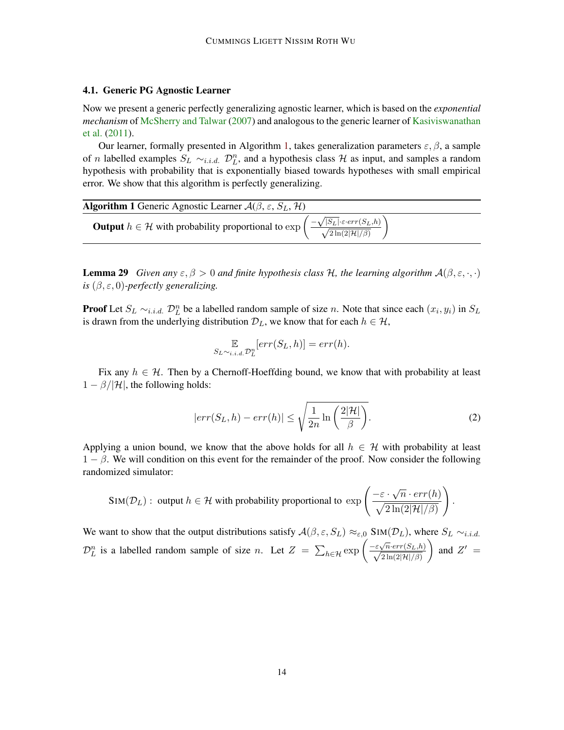### 4.1. Generic PG Agnostic Learner

Now we present a generic perfectly generalizing agnostic learner, which is based on the *exponential mechanism* of McSherry and Talwar (2007) and analogous to the generic learner of Kasiviswanathan et al. (2011).

Our learner, formally presented in Algorithm 1, takes generalization parameters $\varepsilon, \beta$, a sample of $n$ labelled examples $S_L \sim_{i.i.d.} \mathcal{D}_L^n$, and a hypothesis class $\mathcal{H}$ as input, and samples a random hypothesis with probability that is exponentially biased towards hypotheses with small empirical error. We show that this algorithm is perfectly generalizing.

---

**Algorithm 1** Generic Agnostic Learner $\mathcal{A}(\beta, \varepsilon, S_L, \mathcal{H})$

---

**Output** $h \in \mathcal{H}$ with probability proportional to $\exp\left(\frac{-\sqrt{|S_L|} \cdot \varepsilon \cdot err(S_L, h)}{\sqrt{2\ln(2|\mathcal{H}|/\beta)}}\right)$

---

**Lemma 29** *Given any $\varepsilon, \beta > 0$ and finite hypothesis class $\mathcal{H}$, the learning algorithm $\mathcal{A}(\beta, \varepsilon, \cdot, \cdot)$ is $(\beta, \varepsilon, 0)$-perfectly generalizing.*

**Proof** Let $S_L \sim_{i.i.d.} \mathcal{D}_L^n$ be a labelled random sample of size $n$. Note that since each $(x_i, y_i)$ in $S_L$ is drawn from the underlying distribution $\mathcal{D}_L$, we know that for each $h \in \mathcal{H}$,

$$\mathop{\mathbb{E}}_{S_L \sim_{i.i.d.} \mathcal{D}_L^n}[err(S_L, h)] = err(h).$$

Fix any $h \in \mathcal{H}$. Then by a Chernoff-Hoeffding bound, we know that with probability at least $1 - \beta/|\mathcal{H}|$, the following holds:

$$|err(S_L, h) - err(h)| \leq \sqrt{\frac{1}{2n} \ln\left(\frac{2|\mathcal{H}|}{\beta}\right)}. \tag{2}$$

Applying a union bound, we know that the above holds for all $h \in \mathcal{H}$ with probability at least $1 - \beta$. We will condition on this event for the remainder of the proof. Now consider the following randomized simulator:

$$\textsc{Sim}(\mathcal{D}_L): \text{ output } h \in \mathcal{H} \text{ with probability proportional to } \exp\left(\frac{-\varepsilon \cdot \sqrt{n} \cdot err(h)}{\sqrt{2\ln(2|\mathcal{H}|/\beta)}}\right).$$

We want to show that the output distributions satisfy $\mathcal{A}(\beta, \varepsilon, S_L) \approx_{\varepsilon,0} \textsc{Sim}(\mathcal{D}_L)$, where $S_L \sim_{i.i.d.} \mathcal{D}_L^n$ is a labelled random sample of size $n$. Let $Z = \sum_{h \in \mathcal{H}} \exp\left(\frac{-\varepsilon\sqrt{n} \cdot err(S_L, h)}{\sqrt{2\ln(2|\mathcal{H}|/\beta)}}\right)$ and $Z' =$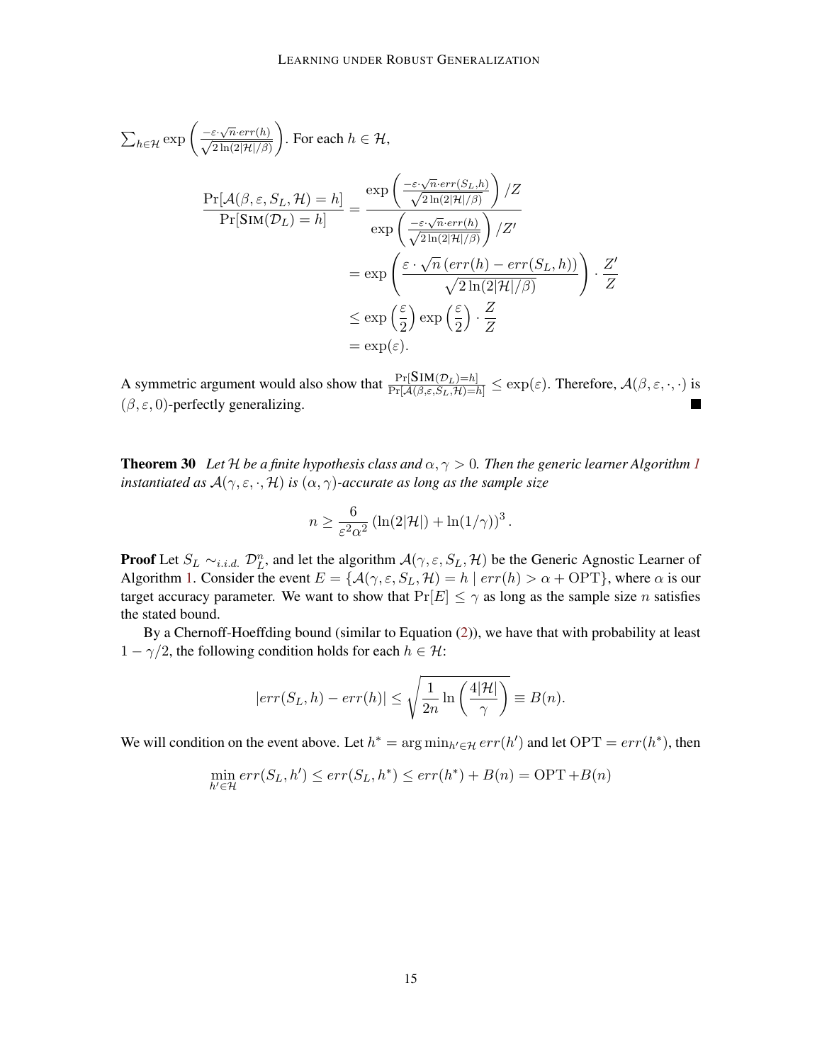$\sum_{h \in \mathcal{H}} \exp\left(\frac{-\varepsilon \cdot \sqrt{n} \cdot err(h)}{\sqrt{2\ln(2|\mathcal{H}|/\beta)}}\right)$. For each $h \in \mathcal{H}$,

$$
\begin{aligned}
\frac{\Pr[\mathcal{A}(\beta, \varepsilon, S_L, \mathcal{H}) = h]}{\Pr[\textsc{Sim}(\mathcal{D}_L) = h]} &= \frac{\exp\left(\frac{-\varepsilon \cdot \sqrt{n} \cdot err(S_L, h)}{\sqrt{2\ln(2|\mathcal{H}|/\beta)}}\right)/Z}{\exp\left(\frac{-\varepsilon \cdot \sqrt{n} \cdot err(h)}{\sqrt{2\ln(2|\mathcal{H}|/\beta)}}\right)/Z'} \\
&= \exp\left(\frac{\varepsilon \cdot \sqrt{n}\,(err(h) - err(S_L, h))}{\sqrt{2\ln(2|\mathcal{H}|/\beta)}}\right) \cdot \frac{Z'}{Z} \\
&\leq \exp\left(\frac{\varepsilon}{2}\right) \exp\left(\frac{\varepsilon}{2}\right) \cdot \frac{Z}{Z} \\
&= \exp(\varepsilon).
\end{aligned}
$$

A symmetric argument would also show that $\frac{\Pr[\textsc{Sim}(\mathcal{D}_L)=h]}{\Pr[\mathcal{A}(\beta,\varepsilon,S_L,\mathcal{H})=h]} \leq \exp(\varepsilon)$. Therefore, $\mathcal{A}(\beta, \varepsilon, \cdot, \cdot)$ is $(\beta, \varepsilon, 0)$-perfectly generalizing. ∎

**Theorem 30** *Let $\mathcal{H}$ be a finite hypothesis class and $\alpha, \gamma > 0$. Then the generic learner Algorithm 1 instantiated as $\mathcal{A}(\gamma, \varepsilon, \cdot, \mathcal{H})$ is $(\alpha, \gamma)$-accurate as long as the sample size*

$$
n \geq \frac{6}{\varepsilon^2 \alpha^2} \left(\ln(2|\mathcal{H}|) + \ln(1/\gamma)\right)^3.
$$

**Proof** Let $S_L \sim_{i.i.d.} \mathcal{D}_L^n$, and let the algorithm $\mathcal{A}(\gamma, \varepsilon, S_L, \mathcal{H})$ be the Generic Agnostic Learner of Algorithm 1. Consider the event $E = \{\mathcal{A}(\gamma, \varepsilon, S_L, \mathcal{H}) = h \mid err(h) > \alpha + \mathrm{OPT}\}$, where $\alpha$ is our target accuracy parameter. We want to show that $\Pr[E] \leq \gamma$ as long as the sample size $n$ satisfies the stated bound.

By a Chernoff-Hoeffding bound (similar to Equation (2)), we have that with probability at least $1 - \gamma/2$, the following condition holds for each $h \in \mathcal{H}$:

$$
|err(S_L, h) - err(h)| \leq \sqrt{\frac{1}{2n} \ln\left(\frac{4|\mathcal{H}|}{\gamma}\right)} \equiv B(n).
$$

We will condition on the event above. Let $h^* = \arg\min_{h' \in \mathcal{H}} err(h')$ and let $\mathrm{OPT} = err(h^*)$, then

$$
\min_{h' \in \mathcal{H}} err(S_L, h') \leq err(S_L, h^*) \leq err(h^*) + B(n) = \mathrm{OPT} + B(n)
$$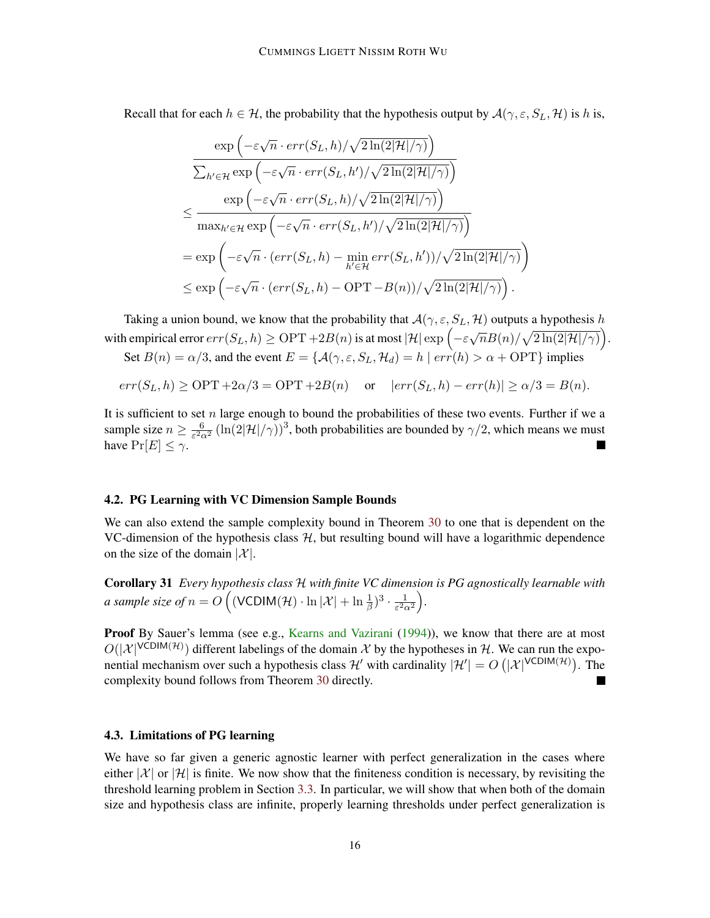Recall that for each $h \in \mathcal{H}$, the probability that the hypothesis output by $\mathcal{A}(\gamma, \varepsilon, S_L, \mathcal{H})$ is $h$ is,

$$
\begin{aligned}
&\frac{\exp\left(-\varepsilon\sqrt{n} \cdot err(S_L, h)/\sqrt{2\ln(2|\mathcal{H}|/\gamma)}\right)}{\sum_{h' \in \mathcal{H}} \exp\left(-\varepsilon\sqrt{n} \cdot err(S_L, h')/\sqrt{2\ln(2|\mathcal{H}|/\gamma)}\right)} \\
&\leq \frac{\exp\left(-\varepsilon\sqrt{n} \cdot err(S_L, h)/\sqrt{2\ln(2|\mathcal{H}|/\gamma)}\right)}{\max_{h' \in \mathcal{H}} \exp\left(-\varepsilon\sqrt{n} \cdot err(S_L, h')/\sqrt{2\ln(2|\mathcal{H}|/\gamma)}\right)} \\
&= \exp\left(-\varepsilon\sqrt{n} \cdot (err(S_L, h) - \min_{h' \in \mathcal{H}} err(S_L, h'))/\sqrt{2\ln(2|\mathcal{H}|/\gamma)}\right) \\
&\leq \exp\left(-\varepsilon\sqrt{n} \cdot (err(S_L, h) - \mathrm{OPT} - B(n))/\sqrt{2\ln(2|\mathcal{H}|/\gamma)}\right).
\end{aligned}
$$

Taking a union bound, we know that the probability that $\mathcal{A}(\gamma, \varepsilon, S_L, \mathcal{H})$ outputs a hypothesis $h$ with empirical error $err(S_L, h) \geq \mathrm{OPT} + 2B(n)$ is at most $|\mathcal{H}| \exp\left(-\varepsilon\sqrt{n}B(n)/\sqrt{2\ln(2|\mathcal{H}|/\gamma)}\right)$.

Set $B(n) = \alpha/3$, and the event $E = \{\mathcal{A}(\gamma, \varepsilon, S_L, \mathcal{H}_d) = h \mid err(h) > \alpha + \mathrm{OPT}\}$ implies

$$
err(S_L, h) \geq \mathrm{OPT} + 2\alpha/3 = \mathrm{OPT} + 2B(n) \quad \text{or} \quad |err(S_L, h) - err(h)| \geq \alpha/3 = B(n).
$$

It is sufficient to set $n$ large enough to bound the probabilities of these two events. Further if we a sample size $n \geq \frac{6}{\varepsilon^2\alpha^2}\left(\ln(2|\mathcal{H}|/\gamma)\right)^3$, both probabilities are bounded by $\gamma/2$, which means we must have $\Pr[E] \leq \gamma$. ■

### 4.2. PG Learning with VC Dimension Sample Bounds

We can also extend the sample complexity bound in Theorem 30 to one that is dependent on the VC-dimension of the hypothesis class $\mathcal{H}$, but resulting bound will have a logarithmic dependence on the size of the domain $|\mathcal{X}|$.

**Corollary 31** *Every hypothesis class $\mathcal{H}$ with finite VC dimension is PG agnostically learnable with a sample size of $n = O\left((\mathsf{VCDIM}(\mathcal{H}) \cdot \ln|\mathcal{X}| + \ln\frac{1}{\beta})^3 \cdot \frac{1}{\varepsilon^2\alpha^2}\right)$.*

**Proof** By Sauer's lemma (see e.g., Kearns and Vazirani (1994)), we know that there are at most $O(|\mathcal{X}|^{\mathsf{VCDIM}(\mathcal{H})})$ different labelings of the domain $\mathcal{X}$ by the hypotheses in $\mathcal{H}$. We can run the exponential mechanism over such a hypothesis class $\mathcal{H}'$ with cardinality $|\mathcal{H}'| = O\left(|\mathcal{X}|^{\mathsf{VCDIM}(\mathcal{H})}\right)$. The complexity bound follows from Theorem 30 directly. ■

### 4.3. Limitations of PG learning

We have so far given a generic agnostic learner with perfect generalization in the cases where either $|\mathcal{X}|$ or $|\mathcal{H}|$ is finite. We now show that the finiteness condition is necessary, by revisiting the threshold learning problem in Section 3.3. In particular, we will show that when both of the domain size and hypothesis class are infinite, properly learning thresholds under perfect generalization is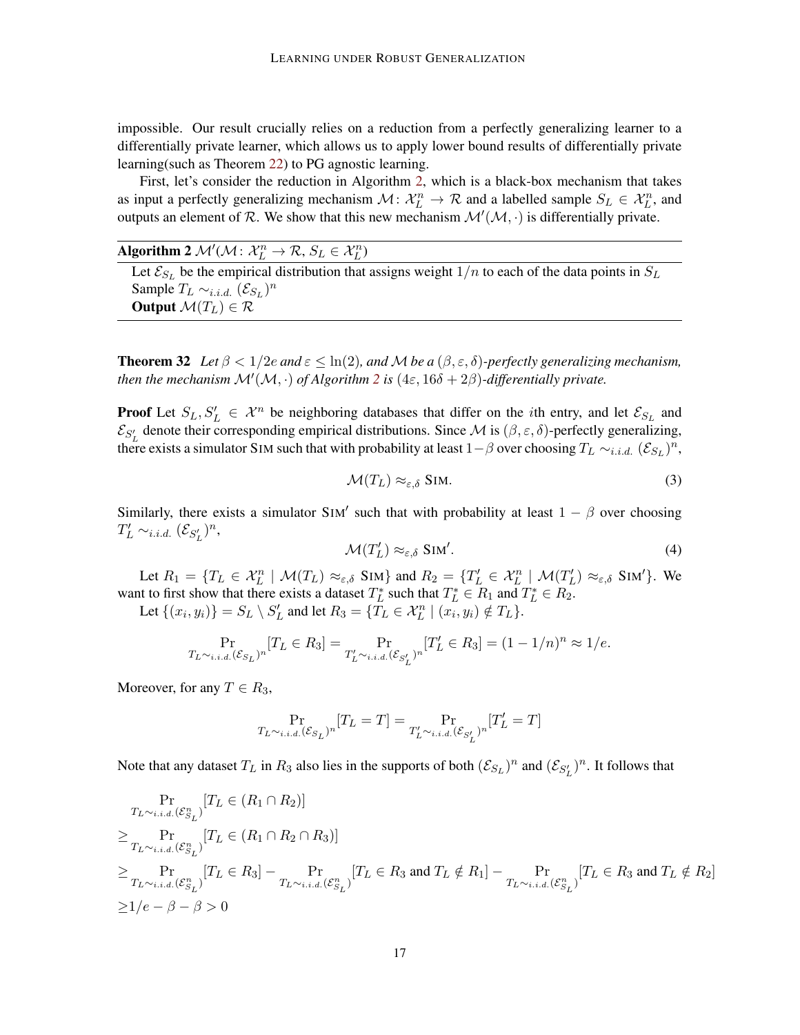impossible. Our result crucially relies on a reduction from a perfectly generalizing learner to a differentially private learner, which allows us to apply lower bound results of differentially private learning(such as Theorem 22) to PG agnostic learning.

First, let's consider the reduction in Algorithm 2, which is a black-box mechanism that takes as input a perfectly generalizing mechanism $\mathcal{M}\colon \mathcal{X}_L^n \to \mathcal{R}$ and a labelled sample $S_L \in \mathcal{X}_L^n$, and outputs an element of $\mathcal{R}$. We show that this new mechanism $\mathcal{M}'(\mathcal{M}, \cdot)$ is differentially private.

**Algorithm 2** $\mathcal{M}'(\mathcal{M}\colon \mathcal{X}_L^n \to \mathcal{R}, S_L \in \mathcal{X}_L^n)$

Let $\mathcal{E}_{S_L}$ be the empirical distribution that assigns weight $1/n$ to each of the data points in $S_L$
Sample $T_L \sim_{i.i.d.} (\mathcal{E}_{S_L})^n$
**Output** $\mathcal{M}(T_L) \in \mathcal{R}$

**Theorem 32** *Let $\beta < 1/2e$ and $\varepsilon \leq \ln(2)$, and $\mathcal{M}$ be a $(\beta, \varepsilon, \delta)$-perfectly generalizing mechanism, then the mechanism $\mathcal{M}'(\mathcal{M}, \cdot)$ of Algorithm 2 is $(4\varepsilon, 16\delta + 2\beta)$-differentially private.*

**Proof** Let $S_L, S_L' \in \mathcal{X}^n$ be neighboring databases that differ on the $i$th entry, and let $\mathcal{E}_{S_L}$ and $\mathcal{E}_{S_L'}$ denote their corresponding empirical distributions. Since $\mathcal{M}$ is $(\beta, \varepsilon, \delta)$-perfectly generalizing, there exists a simulator SIM such that with probability at least $1-\beta$ over choosing $T_L \sim_{i.i.d.} (\mathcal{E}_{S_L})^n$,

$$\mathcal{M}(T_L) \approx_{\varepsilon,\delta} \text{SIM}. \tag{3}$$

Similarly, there exists a simulator SIM$'$ such that with probability at least $1-\beta$ over choosing $T_L' \sim_{i.i.d.} (\mathcal{E}_{S_L'})^n$,

$$\mathcal{M}(T_L') \approx_{\varepsilon,\delta} \text{SIM}'. \tag{4}$$

Let $R_1 = \{T_L \in \mathcal{X}_L^n \mid \mathcal{M}(T_L) \approx_{\varepsilon,\delta} \text{SIM}\}$ and $R_2 = \{T_L' \in \mathcal{X}_L^n \mid \mathcal{M}(T_L') \approx_{\varepsilon,\delta} \text{SIM}'\}$. We want to first show that there exists a dataset $T_L^*$ such that $T_L^* \in R_1$ and $T_L^* \in R_2$.

Let $\{(x_i, y_i)\} = S_L \setminus S_L'$ and let $R_3 = \{T_L \in \mathcal{X}_L^n \mid (x_i, y_i) \notin T_L\}$.

$$\Pr_{T_L \sim_{i.i.d.} (\mathcal{E}_{S_L})^n}[T_L \in R_3] = \Pr_{T_L' \sim_{i.i.d.} (\mathcal{E}_{S_L'})^n}[T_L' \in R_3] = (1 - 1/n)^n \approx 1/e.$$

Moreover, for any $T \in R_3$,

$$\Pr_{T_L \sim_{i.i.d.} (\mathcal{E}_{S_L})^n}[T_L = T] = \Pr_{T_L' \sim_{i.i.d.} (\mathcal{E}_{S_L'})^n}[T_L' = T]$$

Note that any dataset $T_L$ in $R_3$ also lies in the supports of both $(\mathcal{E}_{S_L})^n$ and $(\mathcal{E}_{S_L'})^n$. It follows that

$$\begin{aligned}
&\Pr_{T_L \sim_{i.i.d.} (\mathcal{E}_{S_L}^n)}[T_L \in (R_1 \cap R_2)] \\
\geq &\Pr_{T_L \sim_{i.i.d.} (\mathcal{E}_{S_L}^n)}[T_L \in (R_1 \cap R_2 \cap R_3)] \\
\geq &\Pr_{T_L \sim_{i.i.d.} (\mathcal{E}_{S_L}^n)}[T_L \in R_3] - \Pr_{T_L \sim_{i.i.d.} (\mathcal{E}_{S_L}^n)}[T_L \in R_3 \text{ and } T_L \notin R_1] - \Pr_{T_L \sim_{i.i.d.} (\mathcal{E}_{S_L}^n)}[T_L \in R_3 \text{ and } T_L \notin R_2] \\
\geq &1/e - \beta - \beta > 0
\end{aligned}$$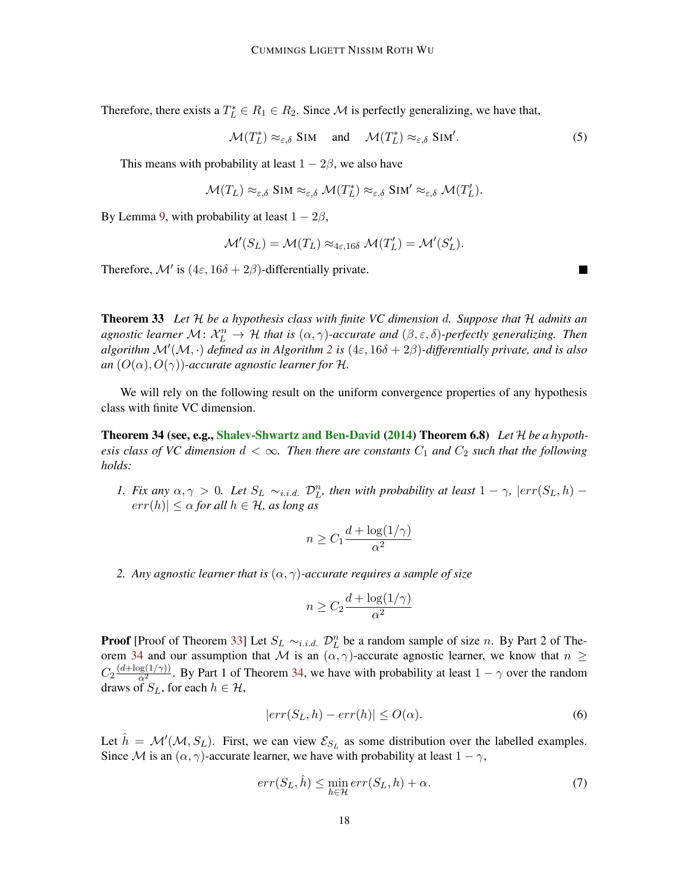Therefore, there exists a $T_L^* \in R_1 \in R_2$. Since $\mathcal{M}$ is perfectly generalizing, we have that,

$$\mathcal{M}(T_L^*) \approx_{\varepsilon,\delta} \textsc{Sim} \quad \text{and} \quad \mathcal{M}(T_L^*) \approx_{\varepsilon,\delta} \textsc{Sim}'. \tag{5}$$

This means with probability at least $1 - 2\beta$, we also have

$$\mathcal{M}(T_L) \approx_{\varepsilon,\delta} \textsc{Sim} \approx_{\varepsilon,\delta} \mathcal{M}(T_L^*) \approx_{\varepsilon,\delta} \textsc{Sim}' \approx_{\varepsilon,\delta} \mathcal{M}(T_L').$$

By Lemma 9, with probability at least $1 - 2\beta$,

$$\mathcal{M}'(S_L) = \mathcal{M}(T_L) \approx_{4\varepsilon,16\delta} \mathcal{M}(T_L') = \mathcal{M}'(S_L').$$

Therefore, $\mathcal{M}'$ is $(4\varepsilon, 16\delta + 2\beta)$-differentially private. ■

**Theorem 33** *Let $\mathcal{H}$ be a hypothesis class with finite VC dimension $d$. Suppose that $\mathcal{H}$ admits an agnostic learner $\mathcal{M}\colon \mathcal{X}_L^n \to \mathcal{H}$ that is $(\alpha, \gamma)$-accurate and $(\beta, \varepsilon, \delta)$-perfectly generalizing. Then algorithm $\mathcal{M}'(\mathcal{M}, \cdot)$ defined as in Algorithm 2 is $(4\varepsilon, 16\delta + 2\beta)$-differentially private, and is also an $(O(\alpha), O(\gamma))$-accurate agnostic learner for $\mathcal{H}$.*

We will rely on the following result on the uniform convergence properties of any hypothesis class with finite VC dimension.

**Theorem 34 (see, e.g., Shalev-Shwartz and Ben-David (2014) Theorem 6.8)** *Let $\mathcal{H}$ be a hypothesis class of VC dimension $d < \infty$. Then there are constants $C_1$ and $C_2$ such that the following holds:*

1. *Fix any $\alpha, \gamma > 0$. Let $S_L \sim_{i.i.d.} \mathcal{D}_L^n$, then with probability at least $1 - \gamma$, $|err(S_L, h) - err(h)| \le \alpha$ for all $h \in \mathcal{H}$, as long as*

$$n \ge C_1 \frac{d + \log(1/\gamma)}{\alpha^2}$$

2. *Any agnostic learner that is $(\alpha, \gamma)$-accurate requires a sample of size*

$$n \ge C_2 \frac{d + \log(1/\gamma)}{\alpha^2}$$

**Proof** [Proof of Theorem 33] Let $S_L \sim_{i.i.d.} \mathcal{D}_L^n$ be a random sample of size $n$. By Part 2 of Theorem 34 and our assumption that $\mathcal{M}$ is an $(\alpha, \gamma)$-accurate agnostic learner, we know that $n \ge C_2 \frac{(d + \log(1/\gamma))}{\alpha^2}$. By Part 1 of Theorem 34, we have with probability at least $1 - \gamma$ over the random draws of $S_L$, for each $h \in \mathcal{H}$,

$$|err(S_L, h) - err(h)| \le O(\alpha). \tag{6}$$

Let $\hat{h} = \mathcal{M}'(\mathcal{M}, S_L)$. First, we can view $\mathcal{E}_{S_L}$ as some distribution over the labelled examples. Since $\mathcal{M}$ is an $(\alpha, \gamma)$-accurate learner, we have with probability at least $1 - \gamma$,

$$err(S_L, \hat{h}) \le \min_{h \in \mathcal{H}} err(S_L, h) + \alpha. \tag{7}$$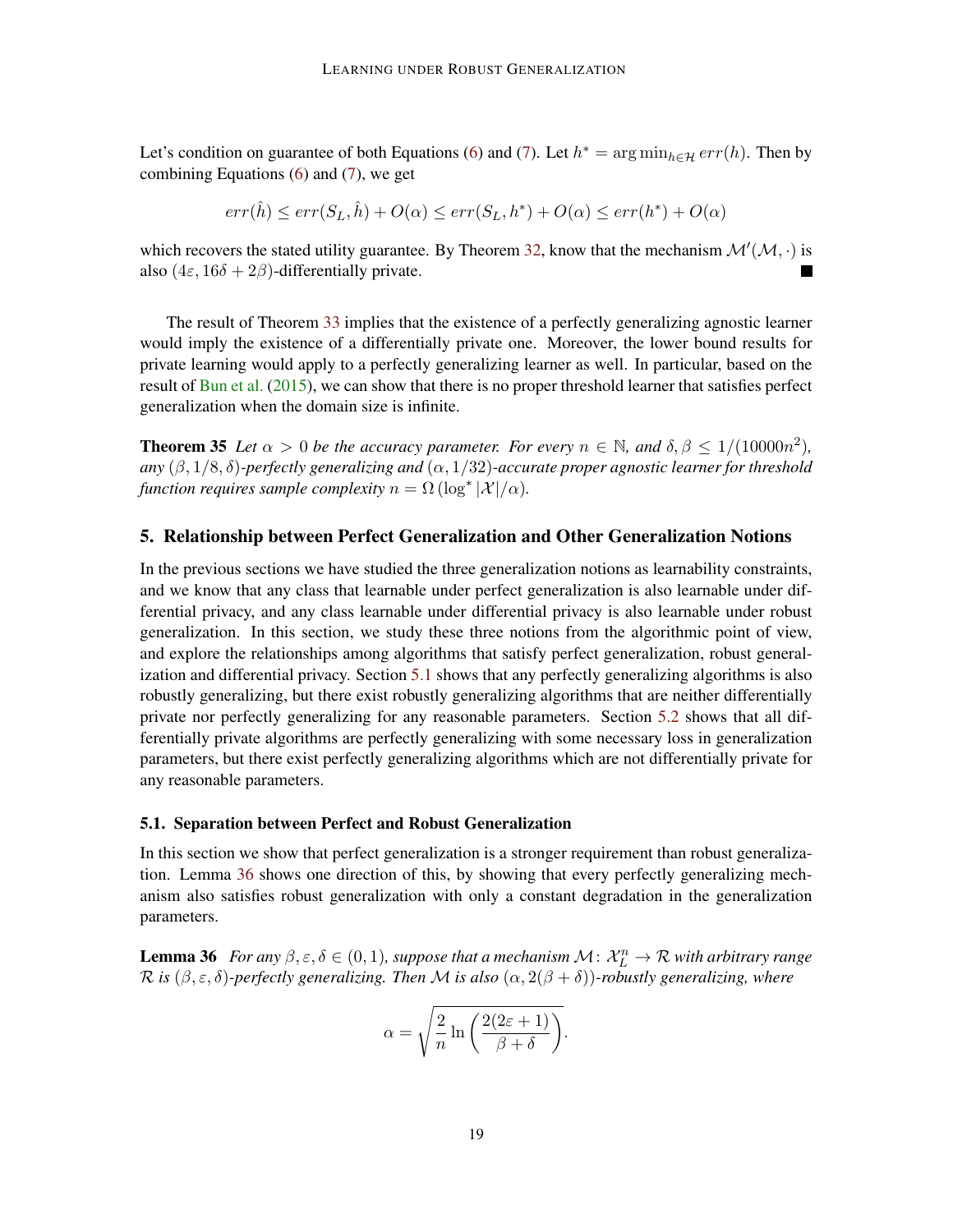Let's condition on guarantee of both Equations (6) and (7). Let $h^* = \arg\min_{h \in \mathcal{H}} err(h)$. Then by combining Equations (6) and (7), we get

$$err(\hat{h}) \leq err(S_L, \hat{h}) + O(\alpha) \leq err(S_L, h^*) + O(\alpha) \leq err(h^*) + O(\alpha)$$

which recovers the stated utility guarantee. By Theorem 32, know that the mechanism $\mathcal{M}'(\mathcal{M}, \cdot)$ is also $(4\varepsilon, 16\delta + 2\beta)$-differentially private. ∎

The result of Theorem 33 implies that the existence of a perfectly generalizing agnostic learner would imply the existence of a differentially private one. Moreover, the lower bound results for private learning would apply to a perfectly generalizing learner as well. In particular, based on the result of Bun et al. (2015), we can show that there is no proper threshold learner that satisfies perfect generalization when the domain size is infinite.

**Theorem 35** *Let $\alpha > 0$ be the accuracy parameter. For every $n \in \mathbb{N}$, and $\delta, \beta \leq 1/(10000n^2)$, any $(\beta, 1/8, \delta)$-perfectly generalizing and $(\alpha, 1/32)$-accurate proper agnostic learner for threshold function requires sample complexity $n = \Omega(\log^* |\mathcal{X}|/\alpha)$.*

## 5. Relationship between Perfect Generalization and Other Generalization Notions

In the previous sections we have studied the three generalization notions as learnability constraints, and we know that any class that learnable under perfect generalization is also learnable under differential privacy, and any class learnable under differential privacy is also learnable under robust generalization. In this section, we study these three notions from the algorithmic point of view, and explore the relationships among algorithms that satisfy perfect generalization, robust generalization and differential privacy. Section 5.1 shows that any perfectly generalizing algorithms is also robustly generalizing, but there exist robustly generalizing algorithms that are neither differentially private nor perfectly generalizing for any reasonable parameters. Section 5.2 shows that all differentially private algorithms are perfectly generalizing with some necessary loss in generalization parameters, but there exist perfectly generalizing algorithms which are not differentially private for any reasonable parameters.

### 5.1. Separation between Perfect and Robust Generalization

In this section we show that perfect generalization is a stronger requirement than robust generalization. Lemma 36 shows one direction of this, by showing that every perfectly generalizing mechanism also satisfies robust generalization with only a constant degradation in the generalization parameters.

**Lemma 36** *For any $\beta, \varepsilon, \delta \in (0, 1)$, suppose that a mechanism $\mathcal{M} \colon \mathcal{X}_L^n \to \mathcal{R}$ with arbitrary range $\mathcal{R}$ is $(\beta, \varepsilon, \delta)$-perfectly generalizing. Then $\mathcal{M}$ is also $(\alpha, 2(\beta + \delta))$-robustly generalizing, where*

$$\alpha = \sqrt{\frac{2}{n} \ln\left(\frac{2(2\varepsilon + 1)}{\beta + \delta}\right)}.$$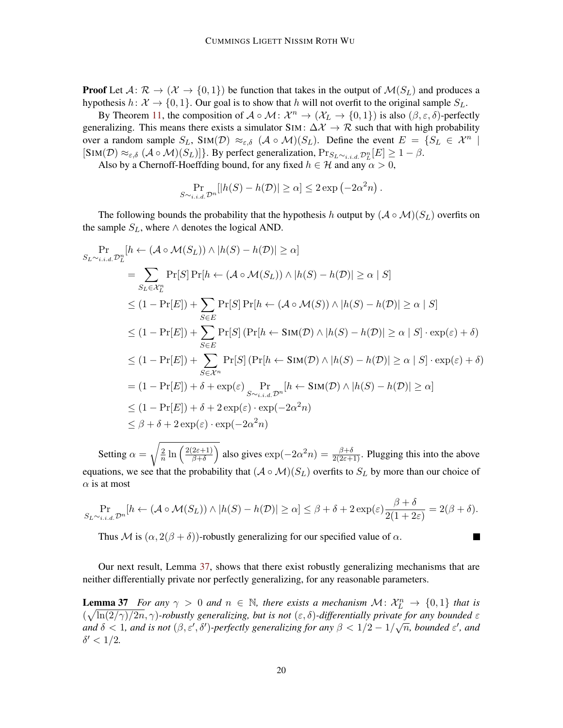**Proof** Let $\mathcal{A}\colon \mathcal{R} \to (\mathcal{X} \to \{0,1\})$ be function that takes in the output of $\mathcal{M}(S_L)$ and produces a hypothesis $h\colon \mathcal{X} \to \{0,1\}$. Our goal is to show that $h$ will not overfit to the original sample $S_L$.

By Theorem 11, the composition of $\mathcal{A} \circ \mathcal{M}\colon \mathcal{X}^n \to (\mathcal{X}_L \to \{0,1\})$ is also $(\beta, \varepsilon, \delta)$-perfectly generalizing. This means there exists a simulator $\textsc{Sim}\colon \Delta\mathcal{X} \to \mathcal{R}$ such that with high probability over a random sample $S_L$, $\textsc{Sim}(\mathcal{D}) \approx_{\varepsilon,\delta} (\mathcal{A} \circ \mathcal{M})(S_L)$. Define the event $E = \{S_L \in \mathcal{X}^n \mid [\textsc{Sim}(\mathcal{D}) \approx_{\varepsilon,\delta} (\mathcal{A} \circ \mathcal{M})(S_L)]\}$. By perfect generalization, $\Pr_{S_L \sim_{i.i.d.} \mathcal{D}_L^n}[E] \geq 1 - \beta$.

Also by a Chernoff-Hoeffding bound, for any fixed $h \in \mathcal{H}$ and any $\alpha > 0$,

$$\Pr_{S \sim_{i.i.d.} \mathcal{D}^n}[|h(S) - h(\mathcal{D})| \geq \alpha] \leq 2\exp\left(-2\alpha^2 n\right).$$

The following bounds the probability that the hypothesis $h$ output by $(\mathcal{A} \circ \mathcal{M})(S_L)$ overfits on the sample $S_L$, where $\wedge$ denotes the logical AND.

$$\begin{aligned}
&\Pr_{S_L \sim_{i.i.d.} \mathcal{D}_L^n}[h \leftarrow (\mathcal{A} \circ \mathcal{M}(S_L)) \wedge |h(S) - h(\mathcal{D})| \geq \alpha] \\
&\quad = \sum_{S_L \in \mathcal{X}_L^n} \Pr[S] \Pr[h \leftarrow (\mathcal{A} \circ \mathcal{M}(S_L)) \wedge |h(S) - h(\mathcal{D})| \geq \alpha \mid S] \\
&\quad \leq (1 - \Pr[E]) + \sum_{S \in E} \Pr[S] \Pr[h \leftarrow (\mathcal{A} \circ \mathcal{M}(S)) \wedge |h(S) - h(\mathcal{D})| \geq \alpha \mid S] \\
&\quad \leq (1 - \Pr[E]) + \sum_{S \in E} \Pr[S] \left(\Pr[h \leftarrow \textsc{Sim}(\mathcal{D}) \wedge |h(S) - h(\mathcal{D})| \geq \alpha \mid S] \cdot \exp(\varepsilon) + \delta\right) \\
&\quad \leq (1 - \Pr[E]) + \sum_{S \in \mathcal{X}^n} \Pr[S] \left(\Pr[h \leftarrow \textsc{Sim}(\mathcal{D}) \wedge |h(S) - h(\mathcal{D})| \geq \alpha \mid S] \cdot \exp(\varepsilon) + \delta\right) \\
&\quad = (1 - \Pr[E]) + \delta + \exp(\varepsilon) \Pr_{S \sim_{i.i.d.} \mathcal{D}^n}[h \leftarrow \textsc{Sim}(\mathcal{D}) \wedge |h(S) - h(\mathcal{D})| \geq \alpha] \\
&\quad \leq (1 - \Pr[E]) + \delta + 2\exp(\varepsilon) \cdot \exp(-2\alpha^2 n) \\
&\quad \leq \beta + \delta + 2\exp(\varepsilon) \cdot \exp(-2\alpha^2 n)
\end{aligned}$$

Setting $\alpha = \sqrt{\frac{2}{n} \ln\left(\frac{2(2\varepsilon+1)}{\beta+\delta}\right)}$ also gives $\exp(-2\alpha^2 n) = \frac{\beta+\delta}{2(2\varepsilon+1)}$. Plugging this into the above equations, we see that the probability that $(\mathcal{A} \circ \mathcal{M})(S_L)$ overfits to $S_L$ by more than our choice of $\alpha$ is at most

$$\Pr_{S_L \sim_{i.i.d.} \mathcal{D}^n}[h \leftarrow (\mathcal{A} \circ \mathcal{M}(S_L)) \wedge |h(S) - h(\mathcal{D})| \geq \alpha] \leq \beta + \delta + 2\exp(\varepsilon) \frac{\beta + \delta}{2(1 + 2\varepsilon)} = 2(\beta + \delta).$$

Thus $\mathcal{M}$ is $(\alpha, 2(\beta + \delta))$-robustly generalizing for our specified value of $\alpha$. ∎

Our next result, Lemma 37, shows that there exist robustly generalizing mechanisms that are neither differentially private nor perfectly generalizing, for any reasonable parameters.

**Lemma 37** *For any $\gamma > 0$ and $n \in \mathbb{N}$, there exists a mechanism $\mathcal{M}\colon \mathcal{X}_L^n \to \{0,1\}$ that is $(\sqrt{\ln(2/\gamma)/2n}, \gamma)$-robustly generalizing, but is not $(\varepsilon, \delta)$-differentially private for any bounded $\varepsilon$ and $\delta < 1$, and is not $(\beta, \varepsilon', \delta')$-perfectly generalizing for any $\beta < 1/2 - 1/\sqrt{n}$, bounded $\varepsilon'$, and $\delta' < 1/2$.*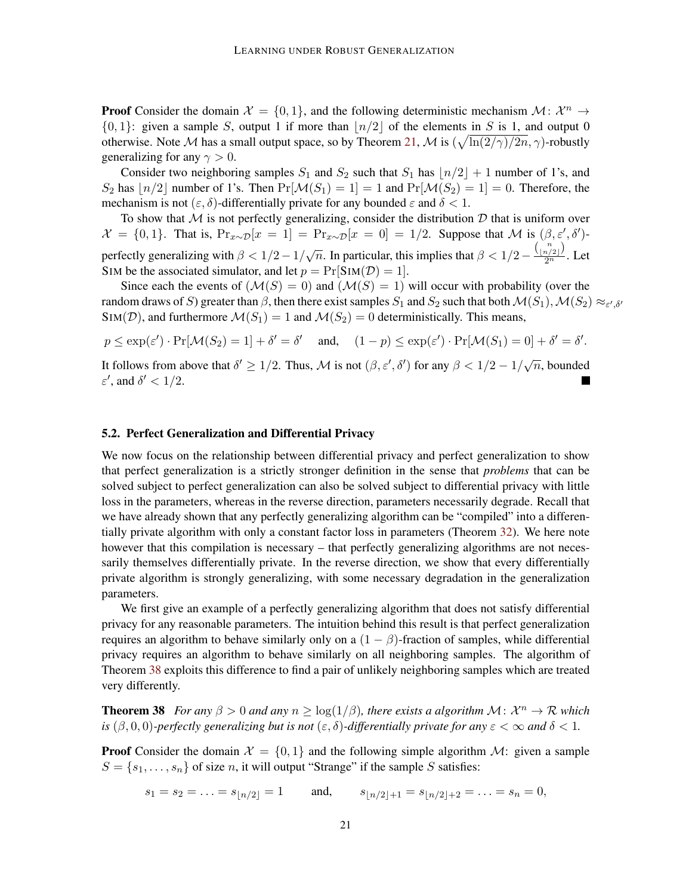**Proof** Consider the domain $\mathcal{X} = \{0, 1\}$, and the following deterministic mechanism $\mathcal{M} \colon \mathcal{X}^n \to \{0, 1\}$: given a sample $S$, output 1 if more than $\lfloor n/2 \rfloor$ of the elements in $S$ is 1, and output 0 otherwise. Note $\mathcal{M}$ has a small output space, so by Theorem 21, $\mathcal{M}$ is $(\sqrt{\ln(2/\gamma)/2n}, \gamma)$-robustly generalizing for any $\gamma > 0$.

Consider two neighboring samples $S_1$ and $S_2$ such that $S_1$ has $\lfloor n/2 \rfloor + 1$ number of 1's, and $S_2$ has $\lfloor n/2 \rfloor$ number of 1's. Then $\Pr[\mathcal{M}(S_1) = 1] = 1$ and $\Pr[\mathcal{M}(S_2) = 1] = 0$. Therefore, the mechanism is not $(\varepsilon, \delta)$-differentially private for any bounded $\varepsilon$ and $\delta < 1$.

To show that $\mathcal{M}$ is not perfectly generalizing, consider the distribution $\mathcal{D}$ that is uniform over $\mathcal{X} = \{0, 1\}$. That is, $\Pr_{x\sim\mathcal{D}}[x = 1] = \Pr_{x\sim\mathcal{D}}[x = 0] = 1/2$. Suppose that $\mathcal{M}$ is $(\beta, \varepsilon', \delta')$-perfectly generalizing with $\beta < 1/2 - 1/\sqrt{n}$. In particular, this implies that $\beta < 1/2 - \frac{\binom{n}{\lfloor n/2 \rfloor}}{2^n}$. Let $\textsc{Sim}$ be the associated simulator, and let $p = \Pr[\textsc{Sim}(\mathcal{D}) = 1]$.

Since each the events of $(\mathcal{M}(S) = 0)$ and $(\mathcal{M}(S) = 1)$ will occur with probability (over the random draws of $S$) greater than $\beta$, then there exist samples $S_1$ and $S_2$ such that both $\mathcal{M}(S_1), \mathcal{M}(S_2) \approx_{\varepsilon',\delta'} \textsc{Sim}(\mathcal{D})$, and furthermore $\mathcal{M}(S_1) = 1$ and $\mathcal{M}(S_2) = 0$ deterministically. This means,

$$p \le \exp(\varepsilon') \cdot \Pr[\mathcal{M}(S_2) = 1] + \delta' = \delta' \quad \text{and,} \quad (1 - p) \le \exp(\varepsilon') \cdot \Pr[\mathcal{M}(S_1) = 0] + \delta' = \delta'.$$

It follows from above that $\delta' \ge 1/2$. Thus, $\mathcal{M}$ is not $(\beta, \varepsilon', \delta')$ for any $\beta < 1/2 - 1/\sqrt{n}$, bounded $\varepsilon'$, and $\delta' < 1/2$. ■

### 5.2. Perfect Generalization and Differential Privacy

We now focus on the relationship between differential privacy and perfect generalization to show that perfect generalization is a strictly stronger definition in the sense that *problems* that can be solved subject to perfect generalization can also be solved subject to differential privacy with little loss in the parameters, whereas in the reverse direction, parameters necessarily degrade. Recall that we have already shown that any perfectly generalizing algorithm can be "compiled" into a differentially private algorithm with only a constant factor loss in parameters (Theorem 32). We here note however that this compilation is necessary – that perfectly generalizing algorithms are not necessarily themselves differentially private. In the reverse direction, we show that every differentially private algorithm is strongly generalizing, with some necessary degradation in the generalization parameters.

We first give an example of a perfectly generalizing algorithm that does not satisfy differential privacy for any reasonable parameters. The intuition behind this result is that perfect generalization requires an algorithm to behave similarly only on a $(1 - \beta)$-fraction of samples, while differential privacy requires an algorithm to behave similarly on all neighboring samples. The algorithm of Theorem 38 exploits this difference to find a pair of unlikely neighboring samples which are treated very differently.

**Theorem 38** *For any $\beta > 0$ and any $n \ge \log(1/\beta)$, there exists a algorithm $\mathcal{M} \colon \mathcal{X}^n \to \mathcal{R}$ which is $(\beta, 0, 0)$-perfectly generalizing but is not $(\varepsilon, \delta)$-differentially private for any $\varepsilon < \infty$ and $\delta < 1$.*

**Proof** Consider the domain $\mathcal{X} = \{0, 1\}$ and the following simple algorithm $\mathcal{M}$: given a sample $S = \{s_1, \ldots, s_n\}$ of size $n$, it will output "Strange" if the sample $S$ satisfies:

$$s_1 = s_2 = \ldots = s_{\lfloor n/2 \rfloor} = 1 \qquad \text{and,} \qquad s_{\lfloor n/2 \rfloor + 1} = s_{\lfloor n/2 \rfloor + 2} = \ldots = s_n = 0,$$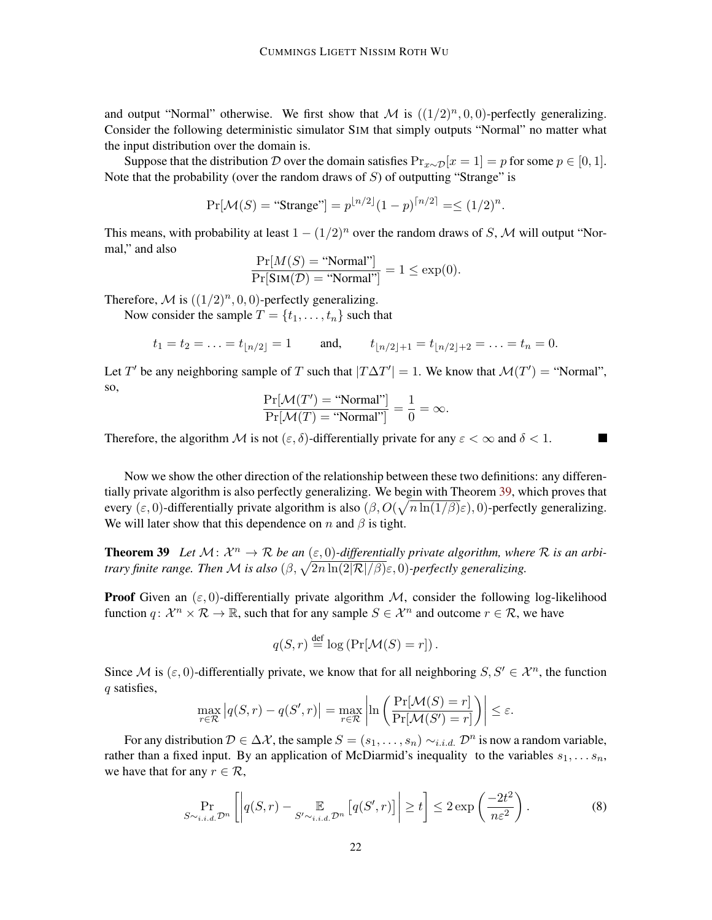and output "Normal" otherwise. We first show that $\mathcal{M}$ is $((1/2)^n, 0, 0)$-perfectly generalizing. Consider the following deterministic simulator SIM that simply outputs "Normal" no matter what the input distribution over the domain is.

Suppose that the distribution $\mathcal{D}$ over the domain satisfies $\Pr_{x\sim\mathcal{D}}[x = 1] = p$ for some $p \in [0, 1]$. Note that the probability (over the random draws of $S$) of outputting "Strange" is

$$\Pr[\mathcal{M}(S) = \text{“Strange”}] = p^{\lfloor n/2 \rfloor}(1-p)^{\lceil n/2 \rceil} =\leq (1/2)^n.$$

This means, with probability at least $1 - (1/2)^n$ over the random draws of $S$, $\mathcal{M}$ will output "Normal," and also

$$\frac{\Pr[M(S) = \text{“Normal”}]}{\Pr[\textsc{Sim}(\mathcal{D}) = \text{“Normal”}]} = 1 \leq \exp(0).$$

Therefore, $\mathcal{M}$ is $((1/2)^n, 0, 0)$-perfectly generalizing.

Now consider the sample $T = \{t_1, \ldots, t_n\}$ such that

$$t_1 = t_2 = \ldots = t_{\lfloor n/2 \rfloor} = 1 \qquad \text{and,} \qquad t_{\lfloor n/2 \rfloor+1} = t_{\lfloor n/2 \rfloor+2} = \ldots = t_n = 0.$$

Let $T'$ be any neighboring sample of $T$ such that $|T \Delta T'| = 1$. We know that $\mathcal{M}(T') =$ "Normal", so,

$$\frac{\Pr[\mathcal{M}(T') = \text{“Normal”}]}{\Pr[\mathcal{M}(T) = \text{“Normal”}]} = \frac{1}{0} = \infty.$$

Therefore, the algorithm $\mathcal{M}$ is not $(\varepsilon, \delta)$-differentially private for any $\varepsilon < \infty$ and $\delta < 1$. ■

Now we show the other direction of the relationship between these two definitions: any differentially private algorithm is also perfectly generalizing. We begin with Theorem 39, which proves that every $(\varepsilon, 0)$-differentially private algorithm is also $(\beta, O(\sqrt{n \ln(1/\beta)}\varepsilon), 0)$-perfectly generalizing. We will later show that this dependence on $n$ and $\beta$ is tight.

**Theorem 39** *Let $\mathcal{M} \colon \mathcal{X}^n \to \mathcal{R}$ be an $(\varepsilon, 0)$-differentially private algorithm, where $\mathcal{R}$ is an arbitrary finite range. Then $\mathcal{M}$ is also $(\beta, \sqrt{2n\ln(2|\mathcal{R}|/\beta)}\varepsilon, 0)$-perfectly generalizing.*

**Proof** Given an $(\varepsilon, 0)$-differentially private algorithm $\mathcal{M}$, consider the following log-likelihood function $q \colon \mathcal{X}^n \times \mathcal{R} \to \mathbb{R}$, such that for any sample $S \in \mathcal{X}^n$ and outcome $r \in \mathcal{R}$, we have

$$q(S, r) \stackrel{\text{def}}{=} \log\left(\Pr[\mathcal{M}(S) = r]\right).$$

Since $\mathcal{M}$ is $(\varepsilon, 0)$-differentially private, we know that for all neighboring $S, S' \in \mathcal{X}^n$, the function $q$ satisfies,

$$\max_{r\in\mathcal{R}} \left|q(S, r) - q(S', r)\right| = \max_{r\in\mathcal{R}} \left|\ln\left(\frac{\Pr[\mathcal{M}(S) = r]}{\Pr[\mathcal{M}(S') = r]}\right)\right| \leq \varepsilon.$$

For any distribution $\mathcal{D} \in \Delta\mathcal{X}$, the sample $S = (s_1, \ldots, s_n) \sim_{i.i.d.} \mathcal{D}^n$ is now a random variable, rather than a fixed input. By an application of McDiarmid's inequality to the variables $s_1, \ldots s_n$, we have that for any $r \in \mathcal{R}$,

$$\Pr_{S\sim_{i.i.d.}\mathcal{D}^n}\left[\left|q(S, r) - \mathop{\mathbb{E}}_{S'\sim_{i.i.d.}\mathcal{D}^n}\left[q(S', r)\right]\right| \geq t\right] \leq 2\exp\left(\frac{-2t^2}{n\varepsilon^2}\right). \tag{8}$$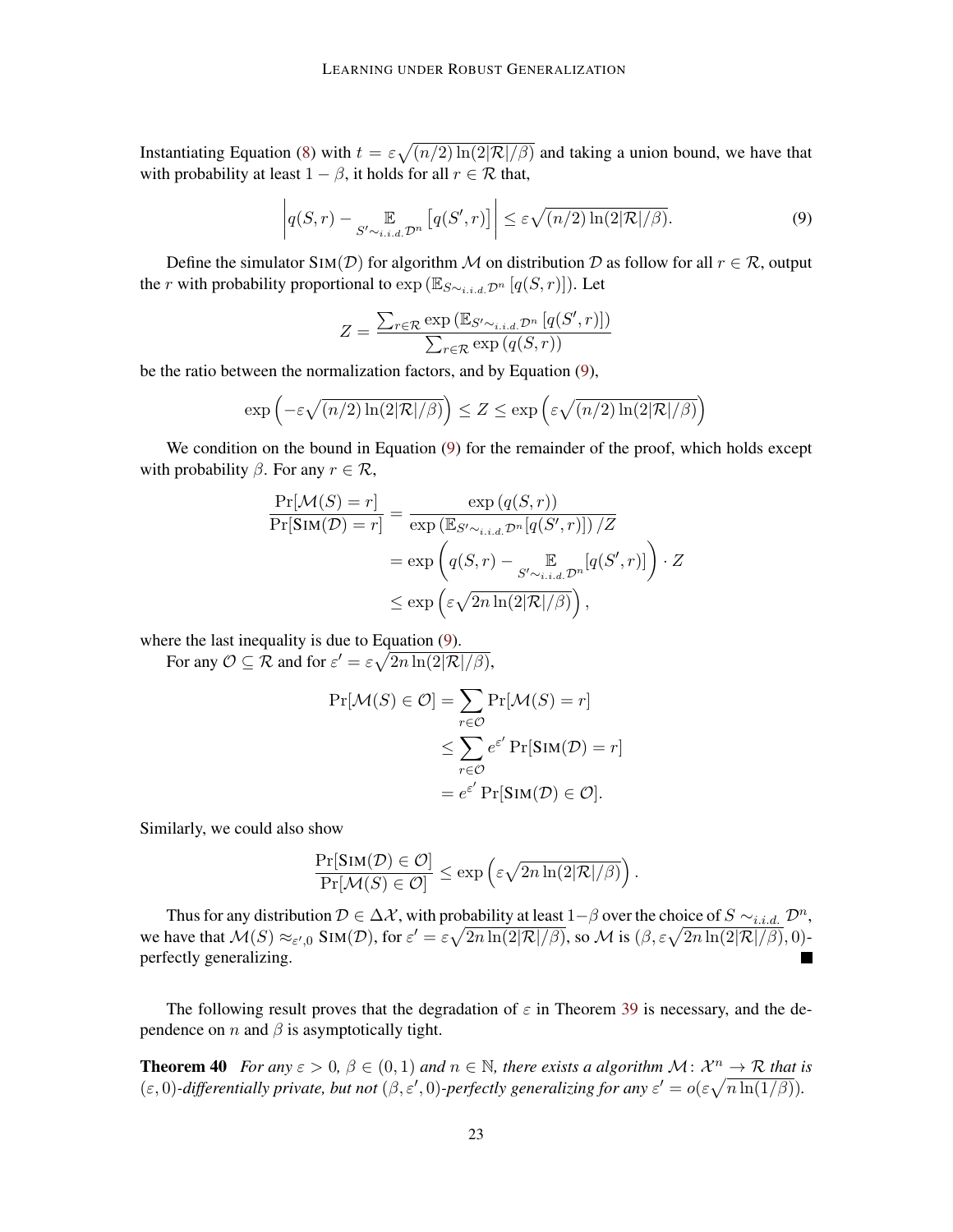Instantiating Equation (8) with $t = \varepsilon\sqrt{(n/2)\ln(2|\mathcal{R}|/\beta)}$ and taking a union bound, we have that with probability at least $1-\beta$, it holds for all $r \in \mathcal{R}$ that,

$$\left| q(S,r) - \mathop{\mathbb{E}}_{S' \sim_{i.i.d.} \mathcal{D}^n} \left[ q(S',r) \right] \right| \leq \varepsilon\sqrt{(n/2)\ln(2|\mathcal{R}|/\beta)}. \tag{9}$$

Define the simulator $\text{SIM}(\mathcal{D})$ for algorithm $\mathcal{M}$ on distribution $\mathcal{D}$ as follow for all $r \in \mathcal{R}$, output the $r$ with probability proportional to $\exp\left(\mathbb{E}_{S \sim_{i.i.d.} \mathcal{D}^n}\left[q(S,r)\right]\right)$. Let

$$Z = \frac{\sum_{r\in\mathcal{R}} \exp\left(\mathbb{E}_{S' \sim_{i.i.d.} \mathcal{D}^n}\left[q(S',r)\right]\right)}{\sum_{r\in\mathcal{R}} \exp\left(q(S,r)\right)}$$

be the ratio between the normalization factors, and by Equation (9),

$$\exp\left(-\varepsilon\sqrt{(n/2)\ln(2|\mathcal{R}|/\beta)}\right) \leq Z \leq \exp\left(\varepsilon\sqrt{(n/2)\ln(2|\mathcal{R}|/\beta)}\right)$$

We condition on the bound in Equation (9) for the remainder of the proof, which holds except with probability $\beta$. For any $r \in \mathcal{R}$,

$$\begin{aligned}
\frac{\Pr[\mathcal{M}(S) = r]}{\Pr[\text{SIM}(\mathcal{D}) = r]} &= \frac{\exp\left(q(S,r)\right)}{\exp\left(\mathbb{E}_{S' \sim_{i.i.d.} \mathcal{D}^n}[q(S',r)]\right)/Z} \\
&= \exp\left(q(S,r) - \mathop{\mathbb{E}}_{S' \sim_{i.i.d.} \mathcal{D}^n}[q(S',r)]\right) \cdot Z \\
&\leq \exp\left(\varepsilon\sqrt{2n\ln(2|\mathcal{R}|/\beta)}\right),
\end{aligned}$$

where the last inequality is due to Equation (9).

For any $\mathcal{O} \subseteq \mathcal{R}$ and for $\varepsilon' = \varepsilon\sqrt{2n\ln(2|\mathcal{R}|/\beta)}$,

$$\begin{aligned}
\Pr[\mathcal{M}(S) \in \mathcal{O}] &= \sum_{r\in\mathcal{O}} \Pr[\mathcal{M}(S) = r] \\
&\leq \sum_{r\in\mathcal{O}} e^{\varepsilon'} \Pr[\text{SIM}(\mathcal{D}) = r] \\
&= e^{\varepsilon'} \Pr[\text{SIM}(\mathcal{D}) \in \mathcal{O}].
\end{aligned}$$

Similarly, we could also show

$$\frac{\Pr[\text{SIM}(\mathcal{D}) \in \mathcal{O}]}{\Pr[\mathcal{M}(S) \in \mathcal{O}]} \leq \exp\left(\varepsilon\sqrt{2n\ln(2|\mathcal{R}|/\beta)}\right).$$

Thus for any distribution $\mathcal{D} \in \Delta\mathcal{X}$, with probability at least $1-\beta$ over the choice of $S \sim_{i.i.d.} \mathcal{D}^n$, we have that $\mathcal{M}(S) \approx_{\varepsilon',0} \text{SIM}(\mathcal{D})$, for $\varepsilon' = \varepsilon\sqrt{2n\ln(2|\mathcal{R}|/\beta)}$, so $\mathcal{M}$ is $(\beta, \varepsilon\sqrt{2n\ln(2|\mathcal{R}|/\beta)}, 0)$-perfectly generalizing. ■

The following result proves that the degradation of $\varepsilon$ in Theorem 39 is necessary, and the dependence on $n$ and $\beta$ is asymptotically tight.

**Theorem 40** *For any $\varepsilon > 0$, $\beta \in (0,1)$ and $n \in \mathbb{N}$, there exists a algorithm $\mathcal{M} \colon \mathcal{X}^n \to \mathcal{R}$ that is $(\varepsilon, 0)$-differentially private, but not $(\beta, \varepsilon', 0)$-perfectly generalizing for any $\varepsilon' = o(\varepsilon\sqrt{n\ln(1/\beta)})$.*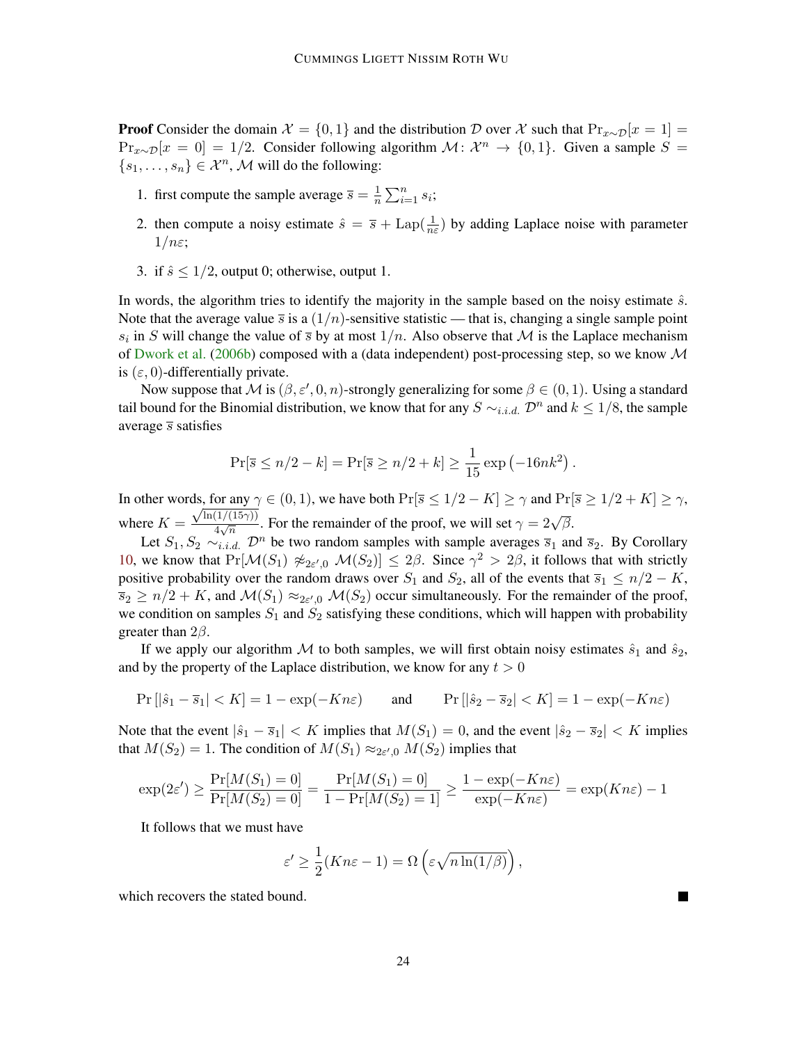**Proof** Consider the domain $\mathcal{X} = \{0, 1\}$ and the distribution $\mathcal{D}$ over $\mathcal{X}$ such that $\Pr_{x\sim\mathcal{D}}[x = 1] = \Pr_{x\sim\mathcal{D}}[x = 0] = 1/2$. Consider following algorithm $\mathcal{M}\colon \mathcal{X}^n \to \{0, 1\}$. Given a sample $S = \{s_1, \ldots, s_n\} \in \mathcal{X}^n$, $\mathcal{M}$ will do the following:

1. first compute the sample average $\overline{s} = \frac{1}{n}\sum_{i=1}^n s_i$;
2. then compute a noisy estimate $\hat{s} = \overline{s} + \mathrm{Lap}(\frac{1}{n\varepsilon})$ by adding Laplace noise with parameter $1/n\varepsilon$;
3. if $\hat{s} \le 1/2$, output 0; otherwise, output 1.

In words, the algorithm tries to identify the majority in the sample based on the noisy estimate $\hat{s}$. Note that the average value $\overline{s}$ is a $(1/n)$-sensitive statistic — that is, changing a single sample point $s_i$ in $S$ will change the value of $\overline{s}$ by at most $1/n$. Also observe that $\mathcal{M}$ is the Laplace mechanism of Dwork et al. (2006b) composed with a (data independent) post-processing step, so we know $\mathcal{M}$ is $(\varepsilon, 0)$-differentially private.

Now suppose that $\mathcal{M}$ is $(\beta, \varepsilon', 0, n)$-strongly generalizing for some $\beta \in (0, 1)$. Using a standard tail bound for the Binomial distribution, we know that for any $S \sim_{i.i.d.} \mathcal{D}^n$ and $k \le 1/8$, the sample average $\overline{s}$ satisfies

$$\Pr[\overline{s} \le n/2 - k] = \Pr[\overline{s} \ge n/2 + k] \ge \frac{1}{15}\exp\left(-16nk^2\right).$$

In other words, for any $\gamma \in (0, 1)$, we have both $\Pr[\overline{s} \le 1/2 - K] \ge \gamma$ and $\Pr[\overline{s} \ge 1/2 + K] \ge \gamma$, where $K = \frac{\sqrt{\ln(1/(15\gamma))}}{4\sqrt{n}}$. For the remainder of the proof, we will set $\gamma = 2\sqrt{\beta}$.

Let $S_1, S_2 \sim_{i.i.d.} \mathcal{D}^n$ be two random samples with sample averages $\overline{s}_1$ and $\overline{s}_2$. By Corollary 10, we know that $\Pr[\mathcal{M}(S_1) \not\approx_{2\varepsilon',0} \mathcal{M}(S_2)] \le 2\beta$. Since $\gamma^2 > 2\beta$, it follows that with strictly positive probability over the random draws over $S_1$ and $S_2$, all of the events that $\overline{s}_1 \le n/2 - K$, $\overline{s}_2 \ge n/2 + K$, and $\mathcal{M}(S_1) \approx_{2\varepsilon',0} \mathcal{M}(S_2)$ occur simultaneously. For the remainder of the proof, we condition on samples $S_1$ and $S_2$ satisfying these conditions, which will happen with probability greater than $2\beta$.

If we apply our algorithm $\mathcal{M}$ to both samples, we will first obtain noisy estimates $\hat{s}_1$ and $\hat{s}_2$, and by the property of the Laplace distribution, we know for any $t > 0$

$$\Pr\left[|\hat{s}_1 - \overline{s}_1| < K\right] = 1 - \exp(-Kn\varepsilon) \qquad \text{and} \qquad \Pr\left[|\hat{s}_2 - \overline{s}_2| < K\right] = 1 - \exp(-Kn\varepsilon)$$

Note that the event $|\hat{s}_1 - \overline{s}_1| < K$ implies that $M(S_1) = 0$, and the event $|\hat{s}_2 - \overline{s}_2| < K$ implies that $M(S_2) = 1$. The condition of $M(S_1) \approx_{2\varepsilon',0} M(S_2)$ implies that

$$\exp(2\varepsilon') \ge \frac{\Pr[M(S_1) = 0]}{\Pr[M(S_2) = 0]} = \frac{\Pr[M(S_1) = 0]}{1 - \Pr[M(S_2) = 1]} \ge \frac{1 - \exp(-Kn\varepsilon)}{\exp(-Kn\varepsilon)} = \exp(Kn\varepsilon) - 1$$

It follows that we must have

$$\varepsilon' \ge \frac{1}{2}(Kn\varepsilon - 1) = \Omega\left(\varepsilon\sqrt{n\ln(1/\beta)}\right),$$

which recovers the stated bound. ∎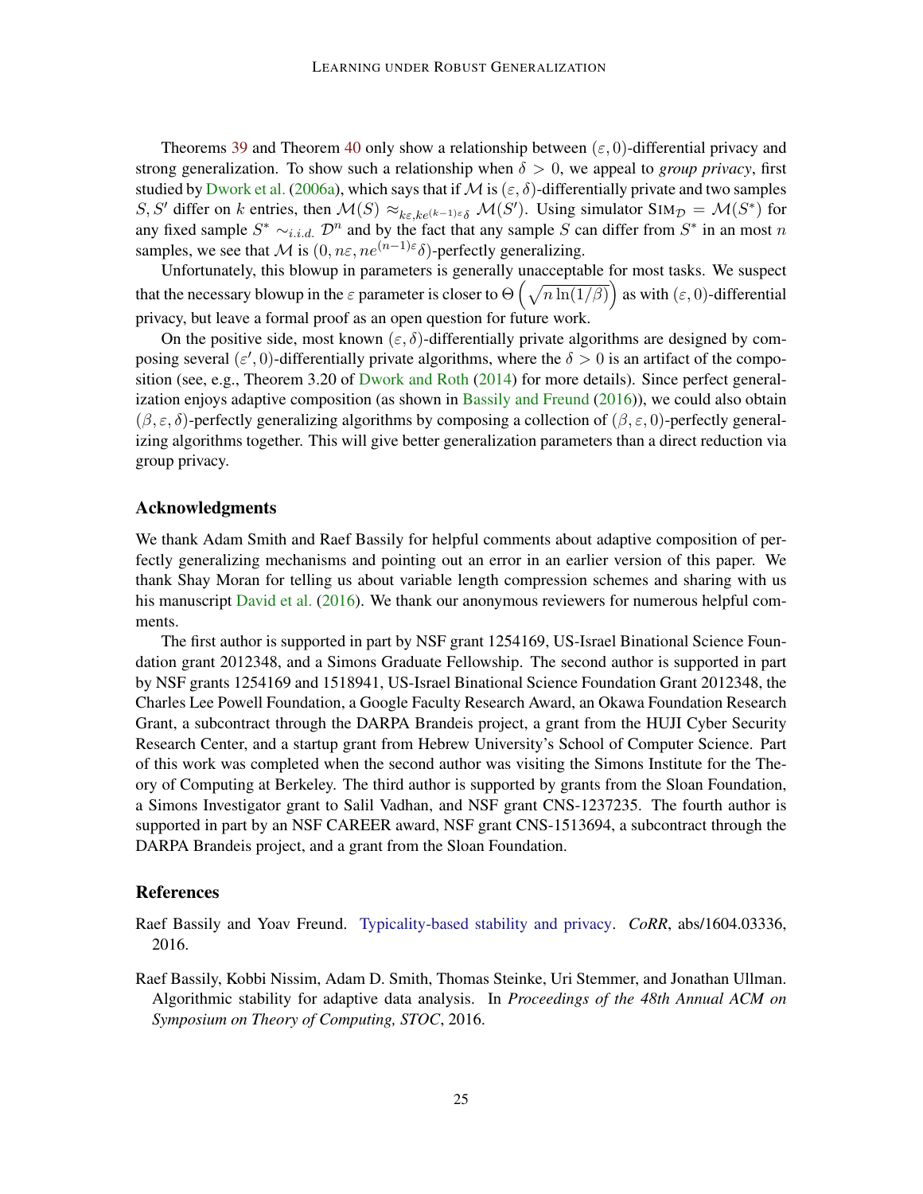Theorems 39 and Theorem 40 only show a relationship between $(\varepsilon, 0)$-differential privacy and strong generalization. To show such a relationship when $\delta > 0$, we appeal to *group privacy*, first studied by Dwork et al. (2006a), which says that if $\mathcal{M}$ is $(\varepsilon, \delta)$-differentially private and two samples $S, S'$ differ on $k$ entries, then $\mathcal{M}(S) \approx_{k\varepsilon, ke^{(k-1)\varepsilon}\delta} \mathcal{M}(S')$. Using simulator $\text{SIM}_{\mathcal{D}} = \mathcal{M}(S^*)$ for any fixed sample $S^* \sim_{i.i.d.} \mathcal{D}^n$ and by the fact that any sample $S$ can differ from $S^*$ in an most $n$ samples, we see that $\mathcal{M}$ is $(0, n\varepsilon, ne^{(n-1)\varepsilon}\delta)$-perfectly generalizing.

Unfortunately, this blowup in parameters is generally unacceptable for most tasks. We suspect that the necessary blowup in the $\varepsilon$ parameter is closer to $\Theta\left(\sqrt{n\ln(1/\beta)}\right)$ as with $(\varepsilon, 0)$-differential privacy, but leave a formal proof as an open question for future work.

On the positive side, most known $(\varepsilon, \delta)$-differentially private algorithms are designed by composing several $(\varepsilon', 0)$-differentially private algorithms, where the $\delta > 0$ is an artifact of the composition (see, e.g., Theorem 3.20 of Dwork and Roth (2014) for more details). Since perfect generalization enjoys adaptive composition (as shown in Bassily and Freund (2016)), we could also obtain $(\beta, \varepsilon, \delta)$-perfectly generalizing algorithms by composing a collection of $(\beta, \varepsilon, 0)$-perfectly generalizing algorithms together. This will give better generalization parameters than a direct reduction via group privacy.

### Acknowledgments

We thank Adam Smith and Raef Bassily for helpful comments about adaptive composition of perfectly generalizing mechanisms and pointing out an error in an earlier version of this paper. We thank Shay Moran for telling us about variable length compression schemes and sharing with us his manuscript David et al. (2016). We thank our anonymous reviewers for numerous helpful comments.

The first author is supported in part by NSF grant 1254169, US-Israel Binational Science Foundation grant 2012348, and a Simons Graduate Fellowship. The second author is supported in part by NSF grants 1254169 and 1518941, US-Israel Binational Science Foundation Grant 2012348, the Charles Lee Powell Foundation, a Google Faculty Research Award, an Okawa Foundation Research Grant, a subcontract through the DARPA Brandeis project, a grant from the HUJI Cyber Security Research Center, and a startup grant from Hebrew University's School of Computer Science. Part of this work was completed when the second author was visiting the Simons Institute for the Theory of Computing at Berkeley. The third author is supported by grants from the Sloan Foundation, a Simons Investigator grant to Salil Vadhan, and NSF grant CNS-1237235. The fourth author is supported in part by an NSF CAREER award, NSF grant CNS-1513694, a subcontract through the DARPA Brandeis project, and a grant from the Sloan Foundation.

### References

Raef Bassily and Yoav Freund. Typicality-based stability and privacy. *CoRR*, abs/1604.03336, 2016.

Raef Bassily, Kobbi Nissim, Adam D. Smith, Thomas Steinke, Uri Stemmer, and Jonathan Ullman. Algorithmic stability for adaptive data analysis. In *Proceedings of the 48th Annual ACM on Symposium on Theory of Computing, STOC*, 2016.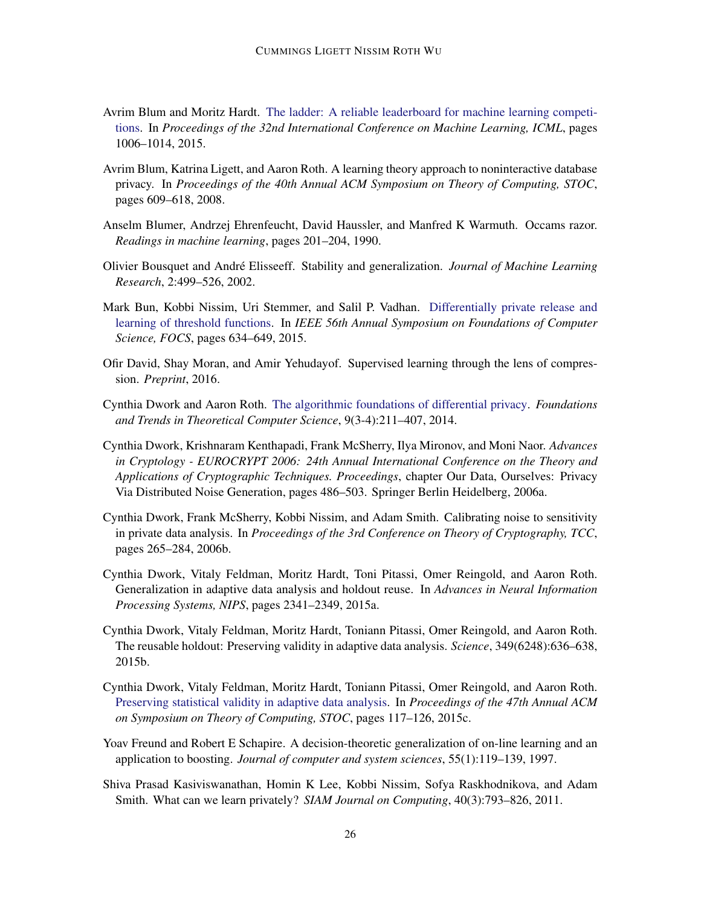Avrim Blum and Moritz Hardt. The ladder: A reliable leaderboard for machine learning competitions. In *Proceedings of the 32nd International Conference on Machine Learning, ICML*, pages 1006–1014, 2015.

Avrim Blum, Katrina Ligett, and Aaron Roth. A learning theory approach to noninteractive database privacy. In *Proceedings of the 40th Annual ACM Symposium on Theory of Computing, STOC*, pages 609–618, 2008.

Anselm Blumer, Andrzej Ehrenfeucht, David Haussler, and Manfred K Warmuth. Occams razor. *Readings in machine learning*, pages 201–204, 1990.

Olivier Bousquet and André Elisseeff. Stability and generalization. *Journal of Machine Learning Research*, 2:499–526, 2002.

Mark Bun, Kobbi Nissim, Uri Stemmer, and Salil P. Vadhan. Differentially private release and learning of threshold functions. In *IEEE 56th Annual Symposium on Foundations of Computer Science, FOCS*, pages 634–649, 2015.

Ofir David, Shay Moran, and Amir Yehudayof. Supervised learning through the lens of compression. *Preprint*, 2016.

Cynthia Dwork and Aaron Roth. The algorithmic foundations of differential privacy. *Foundations and Trends in Theoretical Computer Science*, 9(3-4):211–407, 2014.

Cynthia Dwork, Krishnaram Kenthapadi, Frank McSherry, Ilya Mironov, and Moni Naor. *Advances in Cryptology - EUROCRYPT 2006: 24th Annual International Conference on the Theory and Applications of Cryptographic Techniques. Proceedings*, chapter Our Data, Ourselves: Privacy Via Distributed Noise Generation, pages 486–503. Springer Berlin Heidelberg, 2006a.

Cynthia Dwork, Frank McSherry, Kobbi Nissim, and Adam Smith. Calibrating noise to sensitivity in private data analysis. In *Proceedings of the 3rd Conference on Theory of Cryptography, TCC*, pages 265–284, 2006b.

Cynthia Dwork, Vitaly Feldman, Moritz Hardt, Toni Pitassi, Omer Reingold, and Aaron Roth. Generalization in adaptive data analysis and holdout reuse. In *Advances in Neural Information Processing Systems, NIPS*, pages 2341–2349, 2015a.

Cynthia Dwork, Vitaly Feldman, Moritz Hardt, Toniann Pitassi, Omer Reingold, and Aaron Roth. The reusable holdout: Preserving validity in adaptive data analysis. *Science*, 349(6248):636–638, 2015b.

Cynthia Dwork, Vitaly Feldman, Moritz Hardt, Toniann Pitassi, Omer Reingold, and Aaron Roth. Preserving statistical validity in adaptive data analysis. In *Proceedings of the 47th Annual ACM on Symposium on Theory of Computing, STOC*, pages 117–126, 2015c.

Yoav Freund and Robert E Schapire. A decision-theoretic generalization of on-line learning and an application to boosting. *Journal of computer and system sciences*, 55(1):119–139, 1997.

Shiva Prasad Kasiviswanathan, Homin K Lee, Kobbi Nissim, Sofya Raskhodnikova, and Adam Smith. What can we learn privately? *SIAM Journal on Computing*, 40(3):793–826, 2011.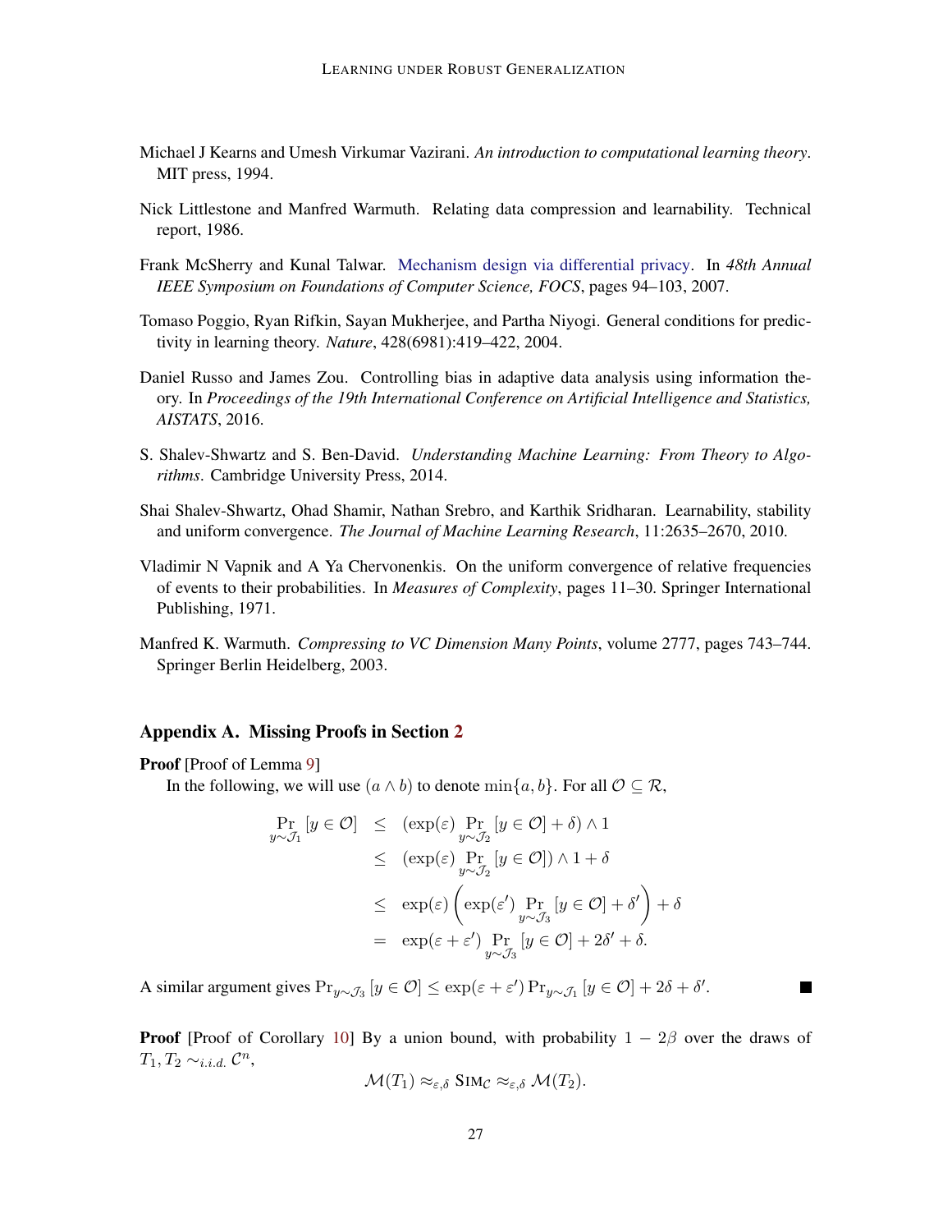Michael J Kearns and Umesh Virkumar Vazirani. *An introduction to computational learning theory*. MIT press, 1994.

Nick Littlestone and Manfred Warmuth. Relating data compression and learnability. Technical report, 1986.

Frank McSherry and Kunal Talwar. Mechanism design via differential privacy. In *48th Annual IEEE Symposium on Foundations of Computer Science, FOCS*, pages 94–103, 2007.

Tomaso Poggio, Ryan Rifkin, Sayan Mukherjee, and Partha Niyogi. General conditions for predictivity in learning theory. *Nature*, 428(6981):419–422, 2004.

Daniel Russo and James Zou. Controlling bias in adaptive data analysis using information theory. In *Proceedings of the 19th International Conference on Artificial Intelligence and Statistics, AISTATS*, 2016.

S. Shalev-Shwartz and S. Ben-David. *Understanding Machine Learning: From Theory to Algorithms*. Cambridge University Press, 2014.

Shai Shalev-Shwartz, Ohad Shamir, Nathan Srebro, and Karthik Sridharan. Learnability, stability and uniform convergence. *The Journal of Machine Learning Research*, 11:2635–2670, 2010.

Vladimir N Vapnik and A Ya Chervonenkis. On the uniform convergence of relative frequencies of events to their probabilities. In *Measures of Complexity*, pages 11–30. Springer International Publishing, 1971.

Manfred K. Warmuth. *Compressing to VC Dimension Many Points*, volume 2777, pages 743–744. Springer Berlin Heidelberg, 2003.

## Appendix A. Missing Proofs in Section 2

**Proof** [Proof of Lemma 9]

In the following, we will use $(a \wedge b)$ to denote $\min\{a, b\}$. For all $\mathcal{O} \subseteq \mathcal{R}$,

$$
\begin{aligned}
\Pr_{y \sim \mathcal{J}_1}[y \in \mathcal{O}] &\leq (\exp(\varepsilon) \Pr_{y \sim \mathcal{J}_2}[y \in \mathcal{O}] + \delta) \wedge 1 \\
&\leq (\exp(\varepsilon) \Pr_{y \sim \mathcal{J}_2}[y \in \mathcal{O}]) \wedge 1 + \delta \\
&\leq \exp(\varepsilon) \left( \exp(\varepsilon') \Pr_{y \sim \mathcal{J}_3}[y \in \mathcal{O}] + \delta' \right) + \delta \\
&= \exp(\varepsilon + \varepsilon') \Pr_{y \sim \mathcal{J}_3}[y \in \mathcal{O}] + 2\delta' + \delta.
\end{aligned}
$$

A similar argument gives $\Pr_{y \sim \mathcal{J}_3}[y \in \mathcal{O}] \leq \exp(\varepsilon + \varepsilon') \Pr_{y \sim \mathcal{J}_1}[y \in \mathcal{O}] + 2\delta + \delta'$. ∎

**Proof** [Proof of Corollary 10] By a union bound, with probability $1 - 2\beta$ over the draws of $T_1, T_2 \sim_{i.i.d.} \mathcal{C}^n$,

$$\mathcal{M}(T_1) \approx_{\varepsilon,\delta} \textsc{Sim}_{\mathcal{C}} \approx_{\varepsilon,\delta} \mathcal{M}(T_2).$$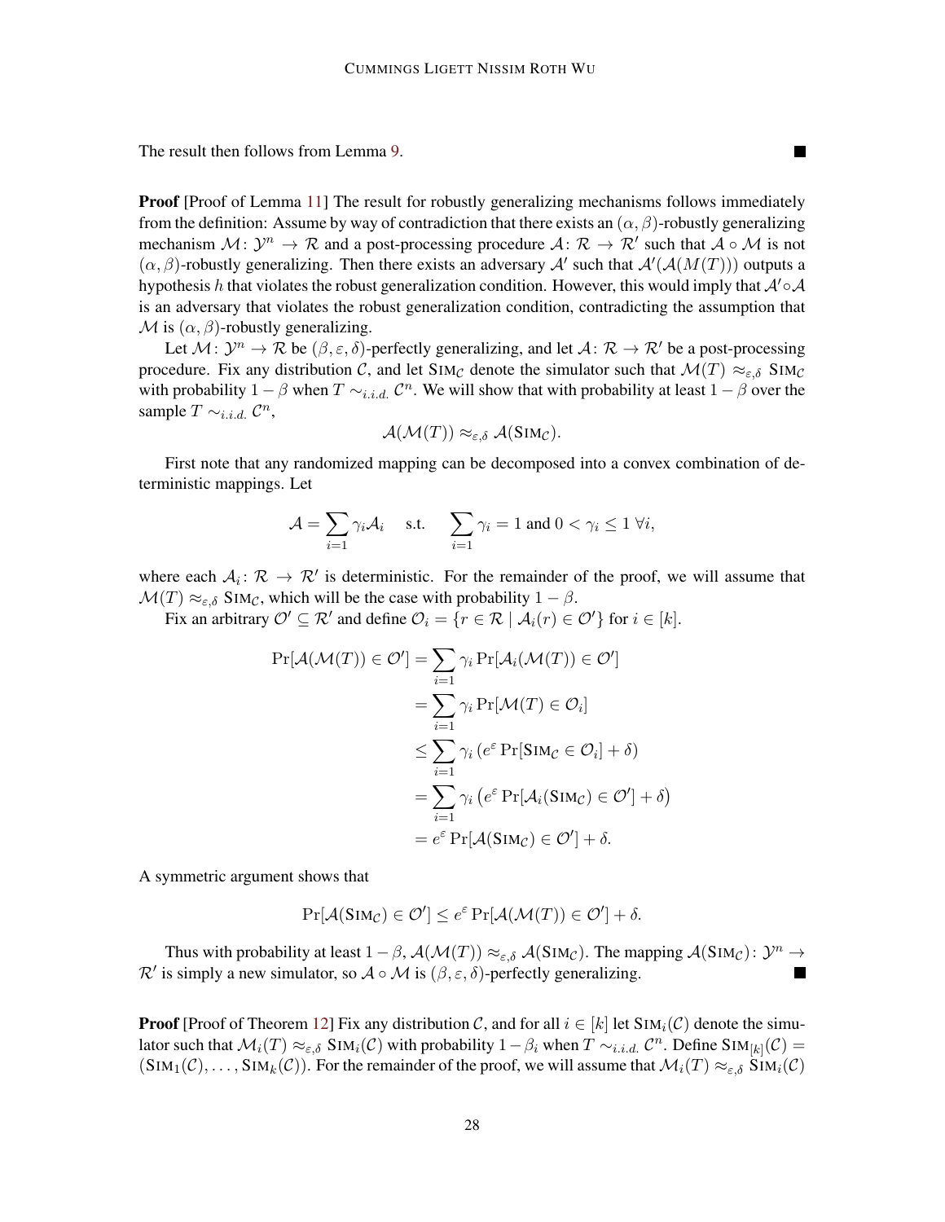The result then follows from Lemma 9. ■

**Proof** [Proof of Lemma 11] The result for robustly generalizing mechanisms follows immediately from the definition: Assume by way of contradiction that there exists an $(\alpha, \beta)$-robustly generalizing mechanism $\mathcal{M}\colon \mathcal{Y}^n \to \mathcal{R}$ and a post-processing procedure $\mathcal{A}\colon \mathcal{R} \to \mathcal{R}'$ such that $\mathcal{A} \circ \mathcal{M}$ is not $(\alpha, \beta)$-robustly generalizing. Then there exists an adversary $\mathcal{A}'$ such that $\mathcal{A}'(\mathcal{A}(M(T)))$ outputs a hypothesis $h$ that violates the robust generalization condition. However, this would imply that $\mathcal{A}' \circ \mathcal{A}$ is an adversary that violates the robust generalization condition, contradicting the assumption that $\mathcal{M}$ is $(\alpha, \beta)$-robustly generalizing.

Let $\mathcal{M}\colon \mathcal{Y}^n \to \mathcal{R}$ be $(\beta, \varepsilon, \delta)$-perfectly generalizing, and let $\mathcal{A}\colon \mathcal{R} \to \mathcal{R}'$ be a post-processing procedure. Fix any distribution $\mathcal{C}$, and let $\textsc{Sim}_{\mathcal{C}}$ denote the simulator such that $\mathcal{M}(T) \approx_{\varepsilon,\delta} \textsc{Sim}_{\mathcal{C}}$ with probability $1-\beta$ when $T \sim_{i.i.d.} \mathcal{C}^n$. We will show that with probability at least $1-\beta$ over the sample $T \sim_{i.i.d.} \mathcal{C}^n$,

$$\mathcal{A}(\mathcal{M}(T)) \approx_{\varepsilon,\delta} \mathcal{A}(\textsc{Sim}_{\mathcal{C}}).$$

First note that any randomized mapping can be decomposed into a convex combination of deterministic mappings. Let

$$\mathcal{A} = \sum_{i=1} \gamma_i \mathcal{A}_i \quad \text{s.t.} \quad \sum_{i=1} \gamma_i = 1 \text{ and } 0 < \gamma_i \leq 1 \ \forall i,$$

where each $\mathcal{A}_i\colon \mathcal{R} \to \mathcal{R}'$ is deterministic. For the remainder of the proof, we will assume that $\mathcal{M}(T) \approx_{\varepsilon,\delta} \textsc{Sim}_{\mathcal{C}}$, which will be the case with probability $1-\beta$.

Fix an arbitrary $\mathcal{O}' \subseteq \mathcal{R}'$ and define $\mathcal{O}_i = \{r \in \mathcal{R} \mid \mathcal{A}_i(r) \in \mathcal{O}'\}$ for $i \in [k]$.

$$\begin{aligned}
\Pr[\mathcal{A}(\mathcal{M}(T)) \in \mathcal{O}'] &= \sum_{i=1} \gamma_i \Pr[\mathcal{A}_i(\mathcal{M}(T)) \in \mathcal{O}'] \\
&= \sum_{i=1} \gamma_i \Pr[\mathcal{M}(T) \in \mathcal{O}_i] \\
&\leq \sum_{i=1} \gamma_i \left(e^{\varepsilon} \Pr[\textsc{Sim}_{\mathcal{C}} \in \mathcal{O}_i] + \delta\right) \\
&= \sum_{i=1} \gamma_i \left(e^{\varepsilon} \Pr[\mathcal{A}_i(\textsc{Sim}_{\mathcal{C}}) \in \mathcal{O}'] + \delta\right) \\
&= e^{\varepsilon} \Pr[\mathcal{A}(\textsc{Sim}_{\mathcal{C}}) \in \mathcal{O}'] + \delta.
\end{aligned}$$

A symmetric argument shows that

$$\Pr[\mathcal{A}(\textsc{Sim}_{\mathcal{C}}) \in \mathcal{O}'] \leq e^{\varepsilon} \Pr[\mathcal{A}(\mathcal{M}(T)) \in \mathcal{O}'] + \delta.$$

Thus with probability at least $1-\beta$, $\mathcal{A}(\mathcal{M}(T)) \approx_{\varepsilon,\delta} \mathcal{A}(\textsc{Sim}_{\mathcal{C}})$. The mapping $\mathcal{A}(\textsc{Sim}_{\mathcal{C}})\colon \mathcal{Y}^n \to \mathcal{R}'$ is simply a new simulator, so $\mathcal{A} \circ \mathcal{M}$ is $(\beta, \varepsilon, \delta)$-perfectly generalizing. ■

**Proof** [Proof of Theorem 12] Fix any distribution $\mathcal{C}$, and for all $i \in [k]$ let $\textsc{Sim}_i(\mathcal{C})$ denote the simulator such that $\mathcal{M}_i(T) \approx_{\varepsilon,\delta} \textsc{Sim}_i(\mathcal{C})$ with probability $1-\beta_i$ when $T \sim_{i.i.d.} \mathcal{C}^n$. Define $\textsc{Sim}_{[k]}(\mathcal{C}) = (\textsc{Sim}_1(\mathcal{C}), \ldots, \textsc{Sim}_k(\mathcal{C}))$. For the remainder of the proof, we will assume that $\mathcal{M}_i(T) \approx_{\varepsilon,\delta} \textsc{Sim}_i(\mathcal{C})$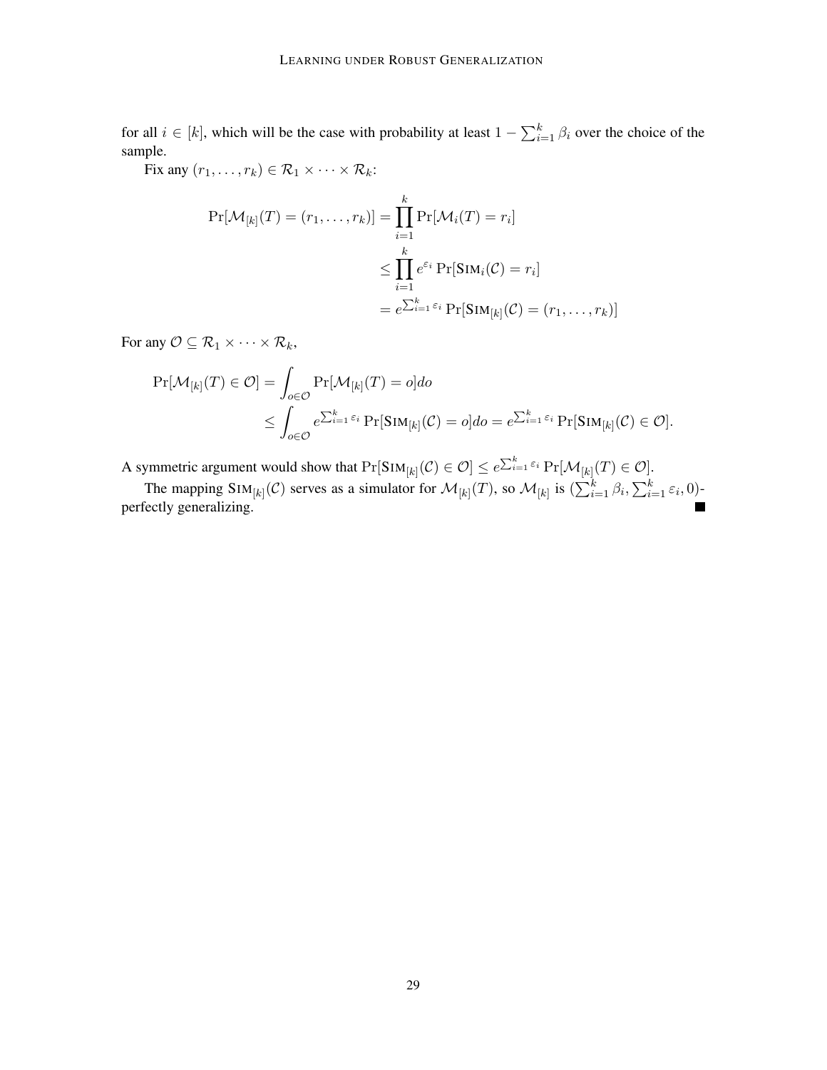for all $i \in [k]$, which will be the case with probability at least $1 - \sum_{i=1}^{k} \beta_i$ over the choice of the sample.

Fix any $(r_1, \ldots, r_k) \in \mathcal{R}_1 \times \cdots \times \mathcal{R}_k$:

$$
\begin{aligned}
\Pr[\mathcal{M}_{[k]}(T) = (r_1, \ldots, r_k)] &= \prod_{i=1}^{k} \Pr[\mathcal{M}_i(T) = r_i] \\
&\leq \prod_{i=1}^{k} e^{\varepsilon_i} \Pr[\textsc{Sim}_i(\mathcal{C}) = r_i] \\
&= e^{\sum_{i=1}^{k} \varepsilon_i} \Pr[\textsc{Sim}_{[k]}(\mathcal{C}) = (r_1, \ldots, r_k)]
\end{aligned}
$$

For any $\mathcal{O} \subseteq \mathcal{R}_1 \times \cdots \times \mathcal{R}_k$,

$$
\begin{aligned}
\Pr[\mathcal{M}_{[k]}(T) \in \mathcal{O}] &= \int_{o \in \mathcal{O}} \Pr[\mathcal{M}_{[k]}(T) = o] do \\
&\leq \int_{o \in \mathcal{O}} e^{\sum_{i=1}^{k} \varepsilon_i} \Pr[\textsc{Sim}_{[k]}(\mathcal{C}) = o] do = e^{\sum_{i=1}^{k} \varepsilon_i} \Pr[\textsc{Sim}_{[k]}(\mathcal{C}) \in \mathcal{O}].
\end{aligned}
$$

A symmetric argument would show that $\Pr[\textsc{Sim}_{[k]}(\mathcal{C}) \in \mathcal{O}] \leq e^{\sum_{i=1}^{k} \varepsilon_i} \Pr[\mathcal{M}_{[k]}(T) \in \mathcal{O}]$.

The mapping $\textsc{Sim}_{[k]}(\mathcal{C})$ serves as a simulator for $\mathcal{M}_{[k]}(T)$, so $\mathcal{M}_{[k]}$ is $(\sum_{i=1}^{k} \beta_i, \sum_{i=1}^{k} \varepsilon_i, 0)$-perfectly generalizing. ■